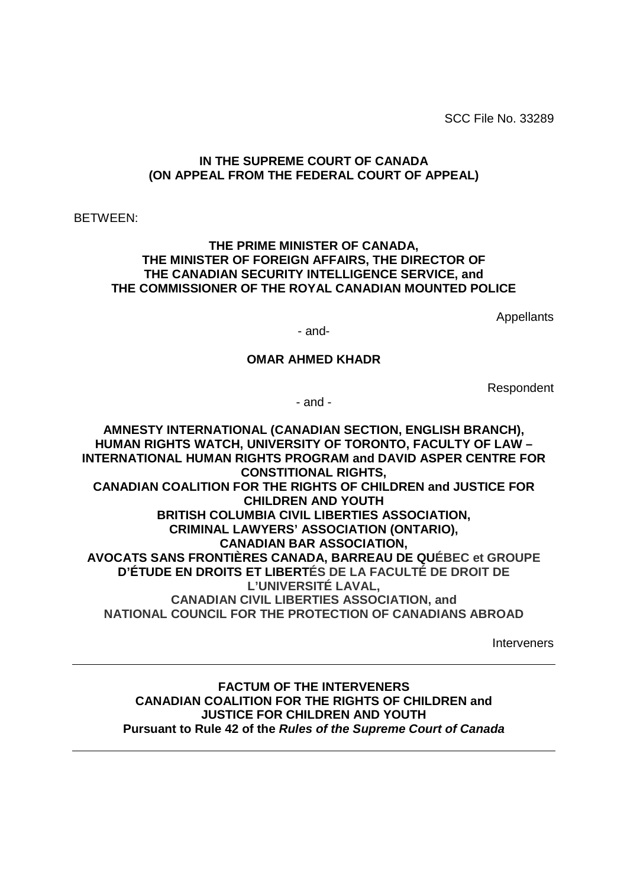SCC File No. 33289

**IN THE SUPREME COURT OF CANADA**
**(ON APPEAL FROM THE FEDERAL COURT OF APPEAL)**

BETWEEN:

**THE PRIME MINISTER OF CANADA,**
**THE MINISTER OF FOREIGN AFFAIRS, THE DIRECTOR OF THE CANADIAN SECURITY INTELLIGENCE SERVICE, and THE COMMISSIONER OF THE ROYAL CANADIAN MOUNTED POLICE**

Appellants

- and-

**OMAR AHMED KHADR**

Respondent

- and -

**AMNESTY INTERNATIONAL (CANADIAN SECTION, ENGLISH BRANCH), HUMAN RIGHTS WATCH, UNIVERSITY OF TORONTO, FACULTY OF LAW – INTERNATIONAL HUMAN RIGHTS PROGRAM and DAVID ASPER CENTRE FOR CONSTITIONAL RIGHTS,**
**CANADIAN COALITION FOR THE RIGHTS OF CHILDREN and JUSTICE FOR CHILDREN AND YOUTH**
**BRITISH COLUMBIA CIVIL LIBERTIES ASSOCIATION,**
**CRIMINAL LAWYERS' ASSOCIATION (ONTARIO),**
**CANADIAN BAR ASSOCIATION,**
**AVOCATS SANS FRONTIÈRES CANADA, BARREAU DE QUÉBEC et GROUPE D'ÉTUDE EN DROITS ET LIBERTÉS DE LA FACULTÉ DE DROIT DE L'UNIVERSITÉ LAVAL,**
**CANADIAN CIVIL LIBERTIES ASSOCIATION, and**
**NATIONAL COUNCIL FOR THE PROTECTION OF CANADIANS ABROAD**

Interveners

---

**FACTUM OF THE INTERVENERS**
**CANADIAN COALITION FOR THE RIGHTS OF CHILDREN and JUSTICE FOR CHILDREN AND YOUTH**
**Pursuant to Rule 42 of the *Rules of the Supreme Court of Canada***

---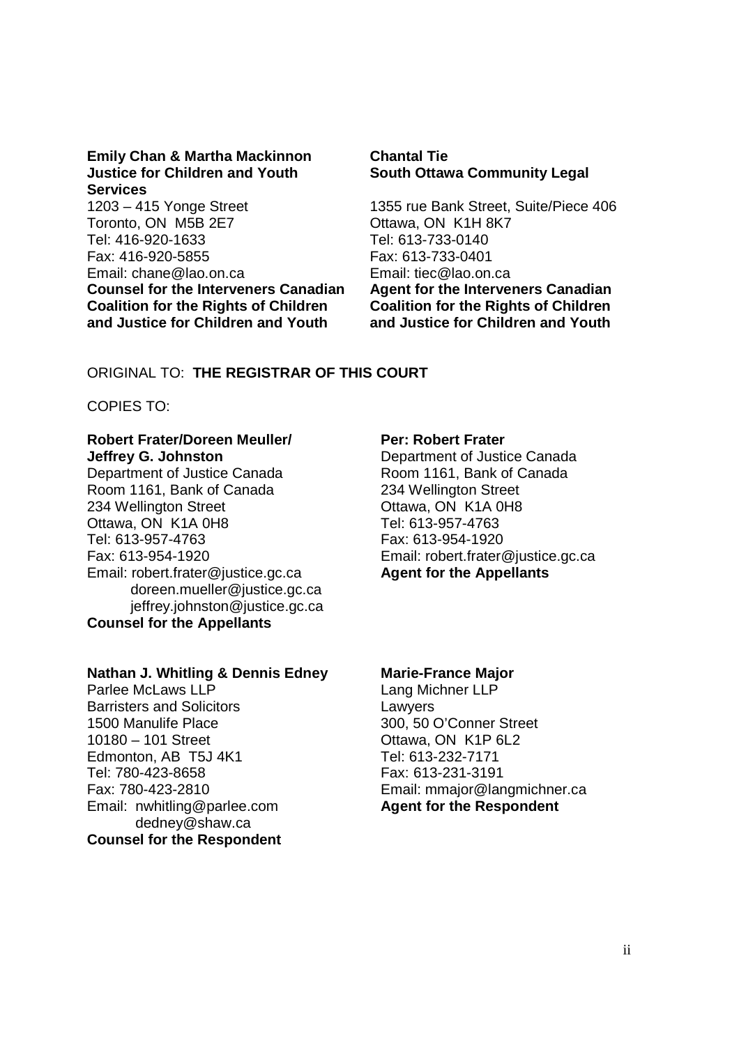**Emily Chan & Martha Mackinnon**
**Justice for Children and Youth Services**
1203 – 415 Yonge Street
Toronto, ON M5B 2E7
Tel: 416-920-1633
Fax: 416-920-5855
Email: chane@lao.on.ca
**Counsel for the Interveners Canadian Coalition for the Rights of Children and Justice for Children and Youth**

**Chantal Tie**
**South Ottawa Community Legal**
1355 rue Bank Street, Suite/Piece 406
Ottawa, ON K1H 8K7
Tel: 613-733-0140
Fax: 613-733-0401
Email: tiec@lao.on.ca
**Agent for the Interveners Canadian Coalition for the Rights of Children and Justice for Children and Youth**

ORIGINAL TO: **THE REGISTRAR OF THIS COURT**

COPIES TO:

**Robert Frater/Doreen Meuller/ Jeffrey G. Johnston**
Department of Justice Canada
Room 1161, Bank of Canada
234 Wellington Street
Ottawa, ON K1A 0H8
Tel: 613-957-4763
Fax: 613-954-1920
Email: robert.frater@justice.gc.ca
doreen.mueller@justice.gc.ca
jeffrey.johnston@justice.gc.ca
**Counsel for the Appellants**

**Per: Robert Frater**
Department of Justice Canada
Room 1161, Bank of Canada
234 Wellington Street
Ottawa, ON K1A 0H8
Tel: 613-957-4763
Fax: 613-954-1920
Email: robert.frater@justice.gc.ca
**Agent for the Appellants**

**Nathan J. Whitling & Dennis Edney**
Parlee McLaws LLP
Barristers and Solicitors
1500 Manulife Place
10180 – 101 Street
Edmonton, AB T5J 4K1
Tel: 780-423-8658
Fax: 780-423-2810
Email: nwhitling@parlee.com
dedney@shaw.ca
**Counsel for the Respondent**

**Marie-France Major**
Lang Michner LLP
Lawyers
300, 50 O'Conner Street
Ottawa, ON K1P 6L2
Tel: 613-232-7171
Fax: 613-231-3191
Email: mmajor@langmichner.ca
**Agent for the Respondent**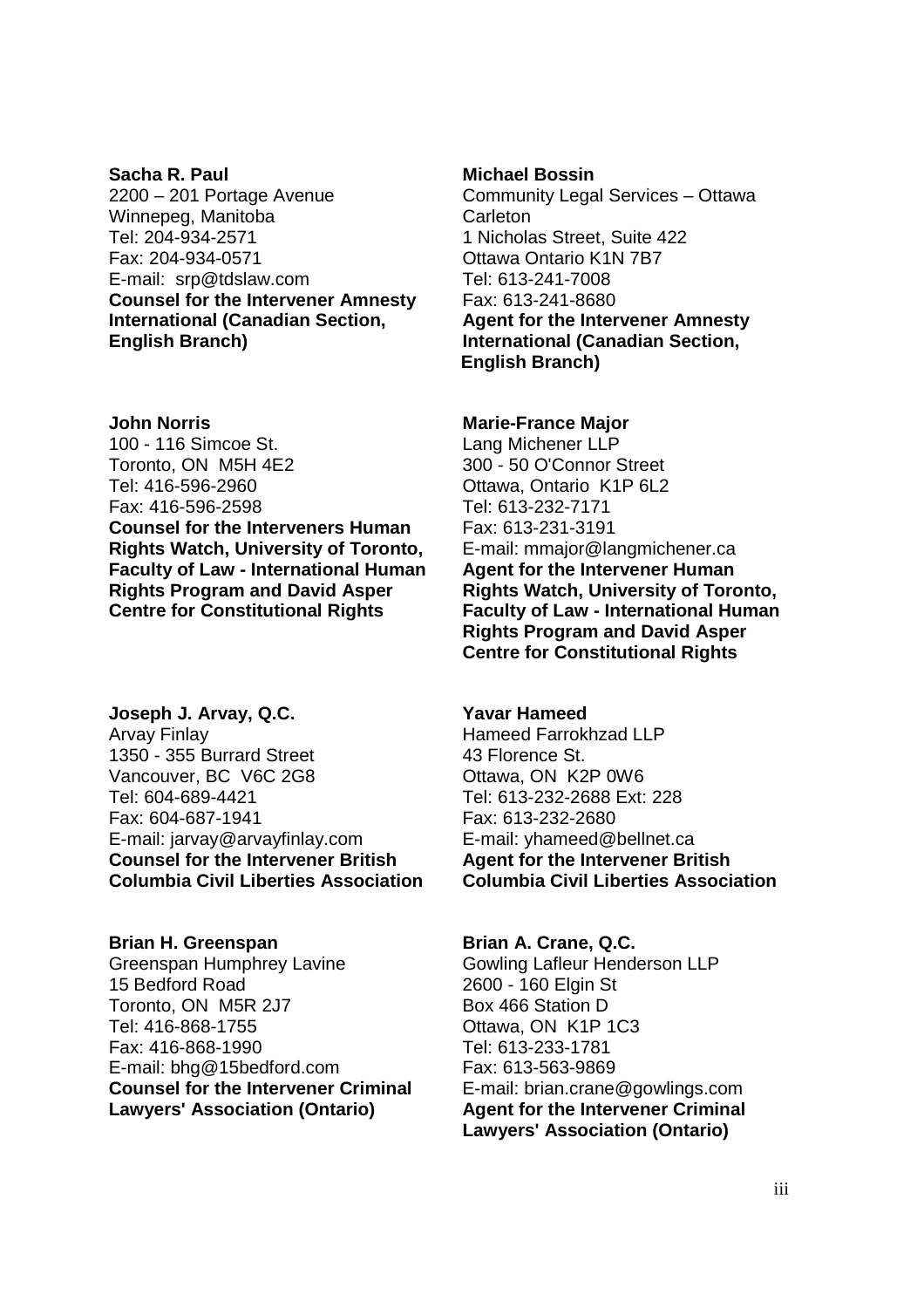**Sacha R. Paul**
2200 – 201 Portage Avenue
Winnepeg, Manitoba
Tel: 204-934-2571
Fax: 204-934-0571
E-mail: srp@tdslaw.com
**Counsel for the Intervener Amnesty International (Canadian Section, English Branch)**

**Michael Bossin**
Community Legal Services – Ottawa Carleton
1 Nicholas Street, Suite 422
Ottawa Ontario K1N 7B7
Tel: 613-241-7008
Fax: 613-241-8680
**Agent for the Intervener Amnesty International (Canadian Section, English Branch)**

**John Norris**
100 - 116 Simcoe St.
Toronto, ON M5H 4E2
Tel: 416-596-2960
Fax: 416-596-2598
**Counsel for the Interveners Human Rights Watch, University of Toronto, Faculty of Law - International Human Rights Program and David Asper Centre for Constitutional Rights**

**Marie-France Major**
Lang Michener LLP
300 - 50 O'Connor Street
Ottawa, Ontario K1P 6L2
Tel: 613-232-7171
Fax: 613-231-3191
E-mail: mmajor@langmichener.ca
**Agent for the Intervener Human Rights Watch, University of Toronto, Faculty of Law - International Human Rights Program and David Asper Centre for Constitutional Rights**

**Joseph J. Arvay, Q.C.**
Arvay Finlay
1350 - 355 Burrard Street
Vancouver, BC V6C 2G8
Tel: 604-689-4421
Fax: 604-687-1941
E-mail: jarvay@arvayfinlay.com
**Counsel for the Intervener British Columbia Civil Liberties Association**

**Yavar Hameed**
Hameed Farrokhzad LLP
43 Florence St.
Ottawa, ON K2P 0W6
Tel: 613-232-2688 Ext: 228
Fax: 613-232-2680
E-mail: yhameed@bellnet.ca
**Agent for the Intervener British Columbia Civil Liberties Association**

**Brian H. Greenspan**
Greenspan Humphrey Lavine
15 Bedford Road
Toronto, ON M5R 2J7
Tel: 416-868-1755
Fax: 416-868-1990
E-mail: bhg@15bedford.com
**Counsel for the Intervener Criminal Lawyers' Association (Ontario)**

**Brian A. Crane, Q.C.**
Gowling Lafleur Henderson LLP
2600 - 160 Elgin St
Box 466 Station D
Ottawa, ON K1P 1C3
Tel: 613-233-1781
Fax: 613-563-9869
E-mail: brian.crane@gowlings.com
**Agent for the Intervener Criminal Lawyers' Association (Ontario)**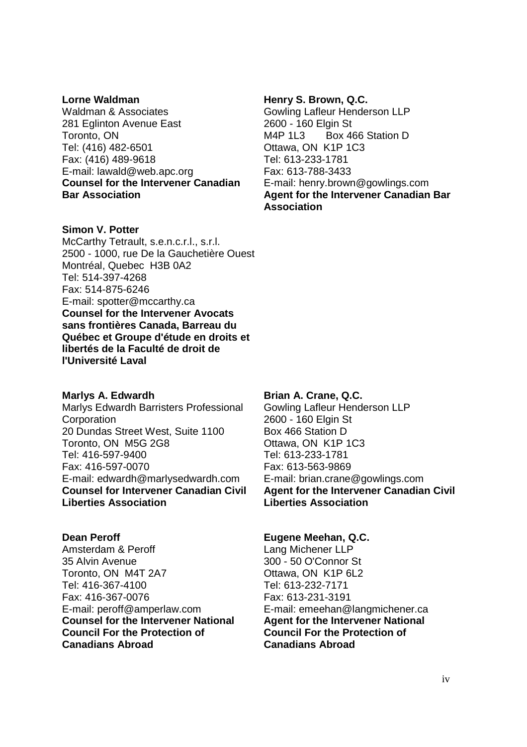**Lorne Waldman**
Waldman & Associates
281 Eglinton Avenue East
Toronto, ON
Tel: (416) 482-6501
Fax: (416) 489-9618
E-mail: lawald@web.apc.org
**Counsel for the Intervener Canadian Bar Association**

**Henry S. Brown, Q.C.**
Gowling Lafleur Henderson LLP
2600 - 160 Elgin St
M4P 1L3 Box 466 Station D
Ottawa, ON K1P 1C3
Tel: 613-233-1781
Fax: 613-788-3433
E-mail: henry.brown@gowlings.com
**Agent for the Intervener Canadian Bar Association**

**Simon V. Potter**
McCarthy Tetrault, s.e.n.c.r.l., s.r.l.
2500 - 1000, rue De la Gauchetière Ouest
Montréal, Quebec H3B 0A2
Tel: 514-397-4268
Fax: 514-875-6246
E-mail: spotter@mccarthy.ca
**Counsel for the Intervener Avocats sans frontières Canada, Barreau du Québec et Groupe d'étude en droits et libertés de la Faculté de droit de l'Université Laval**

**Marlys A. Edwardh**
Marlys Edwardh Barristers Professional Corporation
20 Dundas Street West, Suite 1100
Toronto, ON M5G 2G8
Tel: 416-597-9400
Fax: 416-597-0070
E-mail: edwardh@marlysedwardh.com
**Counsel for Intervener Canadian Civil Liberties Association**

**Brian A. Crane, Q.C.**
Gowling Lafleur Henderson LLP
2600 - 160 Elgin St
Box 466 Station D
Ottawa, ON K1P 1C3
Tel: 613-233-1781
Fax: 613-563-9869
E-mail: brian.crane@gowlings.com
**Agent for the Intervener Canadian Civil Liberties Association**

**Dean Peroff**
Amsterdam & Peroff
35 Alvin Avenue
Toronto, ON M4T 2A7
Tel: 416-367-4100
Fax: 416-367-0076
E-mail: peroff@amperlaw.com
**Counsel for the Intervener National Council For the Protection of Canadians Abroad**

**Eugene Meehan, Q.C.**
Lang Michener LLP
300 - 50 O'Connor St
Ottawa, ON K1P 6L2
Tel: 613-232-7171
Fax: 613-231-3191
E-mail: emeehan@langmichener.ca
**Agent for the Intervener National Council For the Protection of Canadians Abroad**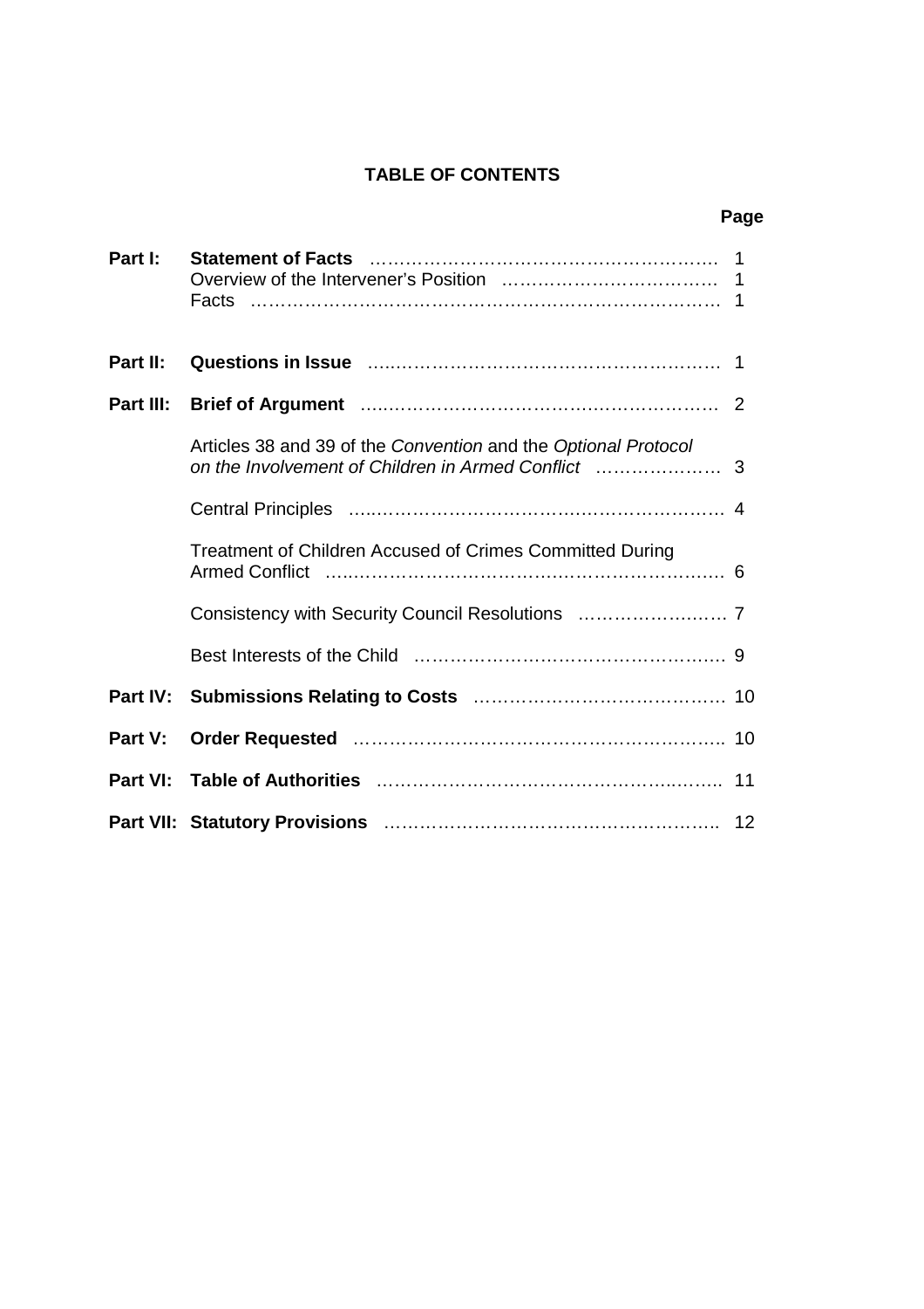**TABLE OF CONTENTS**

| | | Page |
|---|---|---|
| **Part I:** | **Statement of Facts** | 1 |
| | Overview of the Intervener's Position | 1 |
| | Facts | 1 |
| **Part II:** | **Questions in Issue** | 1 |
| **Part III:** | **Brief of Argument** | 2 |
| | Articles 38 and 39 of the *Convention* and the *Optional Protocol on the Involvement of Children in Armed Conflict* | 3 |
| | Central Principles | 4 |
| | Treatment of Children Accused of Crimes Committed During Armed Conflict | 6 |
| | Consistency with Security Council Resolutions | 7 |
| | Best Interests of the Child | 9 |
| **Part IV:** | **Submissions Relating to Costs** | 10 |
| **Part V:** | **Order Requested** | 10 |
| **Part VI:** | **Table of Authorities** | 11 |
| **Part VII:** | **Statutory Provisions** | 12 |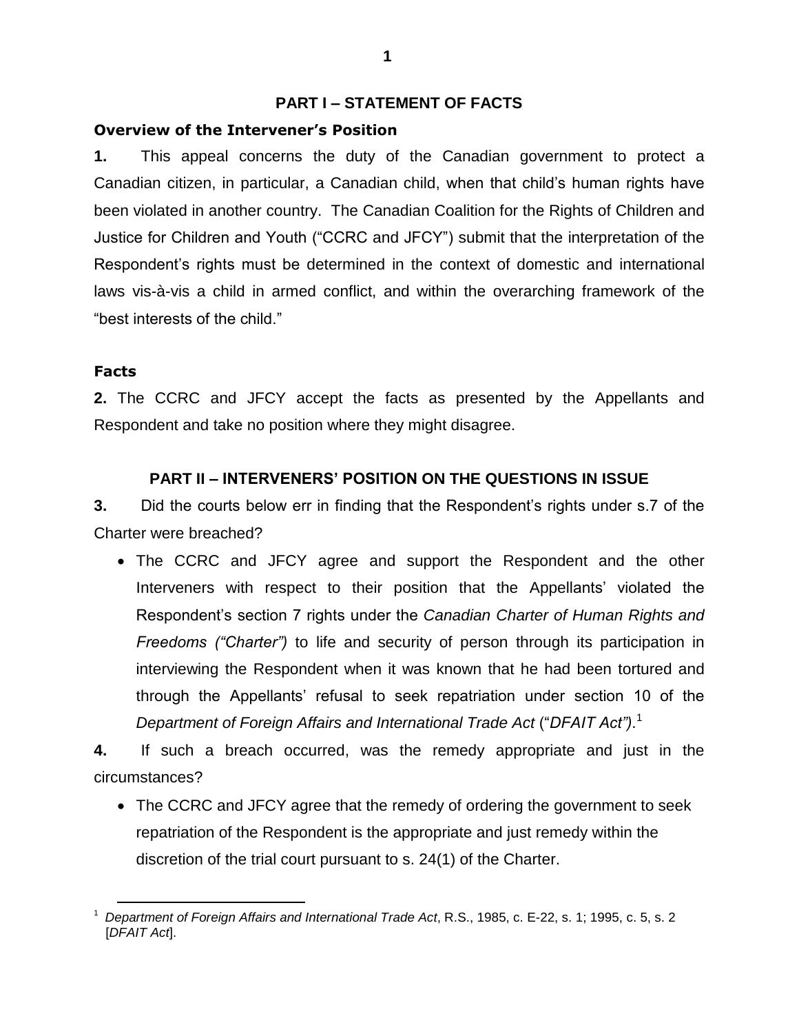## PART I – STATEMENT OF FACTS

### Overview of the Intervener's Position

**1.** This appeal concerns the duty of the Canadian government to protect a Canadian citizen, in particular, a Canadian child, when that child's human rights have been violated in another country. The Canadian Coalition for the Rights of Children and Justice for Children and Youth ("CCRC and JFCY") submit that the interpretation of the Respondent's rights must be determined in the context of domestic and international laws vis-à-vis a child in armed conflict, and within the overarching framework of the "best interests of the child."

### Facts

**2.** The CCRC and JFCY accept the facts as presented by the Appellants and Respondent and take no position where they might disagree.

## PART II – INTERVENERS' POSITION ON THE QUESTIONS IN ISSUE

**3.** Did the courts below err in finding that the Respondent's rights under s.7 of the Charter were breached?

- The CCRC and JFCY agree and support the Respondent and the other Interveners with respect to their position that the Appellants' violated the Respondent's section 7 rights under the *Canadian Charter of Human Rights and Freedoms ("Charter")* to life and security of person through its participation in interviewing the Respondent when it was known that he had been tortured and through the Appellants' refusal to seek repatriation under section 10 of the *Department of Foreign Affairs and International Trade Act* ("*DFAIT Act")*.[1]

**4.** If such a breach occurred, was the remedy appropriate and just in the circumstances?

- The CCRC and JFCY agree that the remedy of ordering the government to seek repatriation of the Respondent is the appropriate and just remedy within the discretion of the trial court pursuant to s. 24(1) of the Charter.

---

[1] *Department of Foreign Affairs and International Trade Act*, R.S., 1985, c. E-22, s. 1; 1995, c. 5, s. 2 [*DFAIT Act*].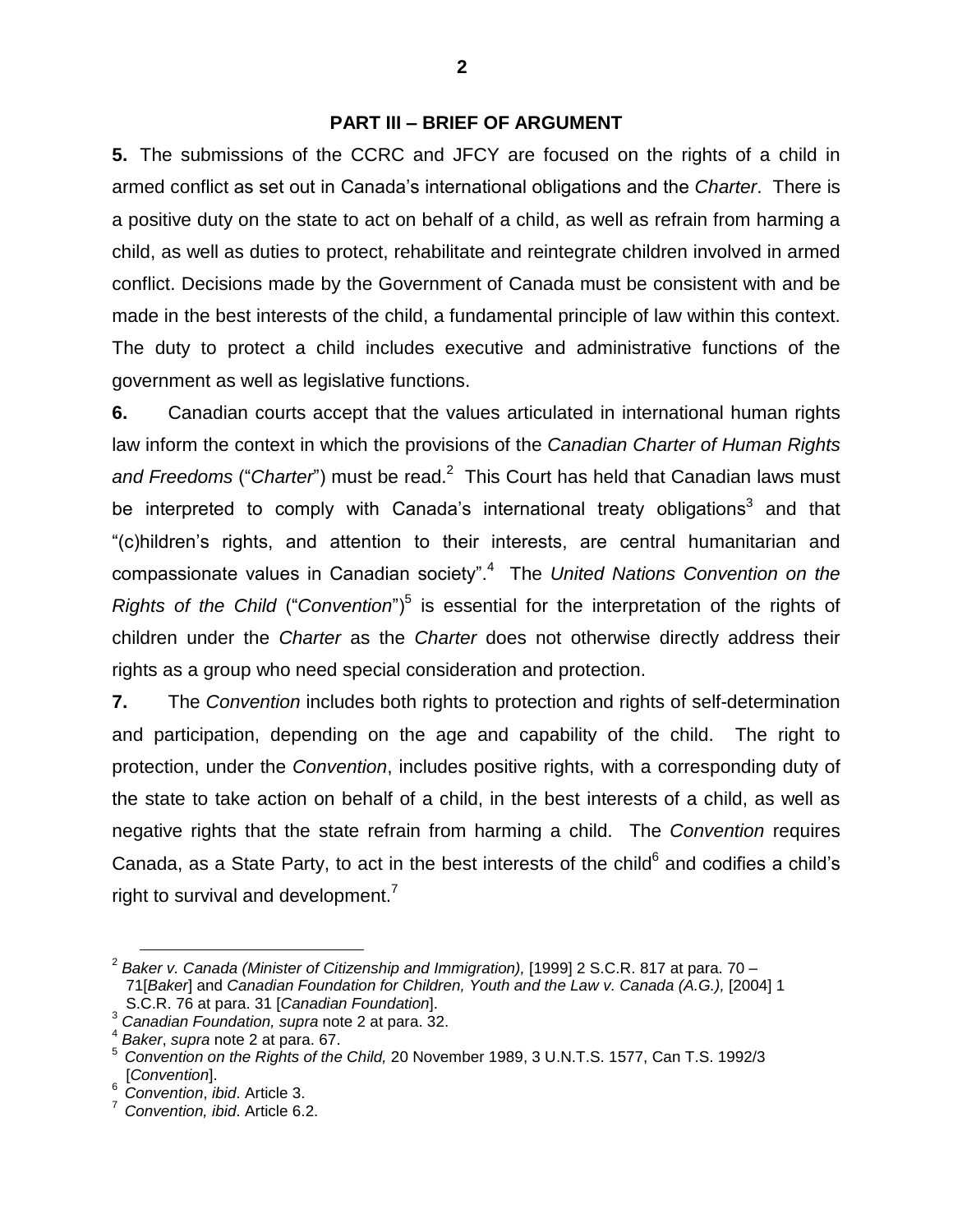## PART III – BRIEF OF ARGUMENT

**5.** The submissions of the CCRC and JFCY are focused on the rights of a child in armed conflict as set out in Canada's international obligations and the *Charter*. There is a positive duty on the state to act on behalf of a child, as well as refrain from harming a child, as well as duties to protect, rehabilitate and reintegrate children involved in armed conflict. Decisions made by the Government of Canada must be consistent with and be made in the best interests of the child, a fundamental principle of law within this context. The duty to protect a child includes executive and administrative functions of the government as well as legislative functions.

**6.** Canadian courts accept that the values articulated in international human rights law inform the context in which the provisions of the *Canadian Charter of Human Rights and Freedoms* ("*Charter*") must be read.[2] This Court has held that Canadian laws must be interpreted to comply with Canada's international treaty obligations[3] and that "(c)hildren's rights, and attention to their interests, are central humanitarian and compassionate values in Canadian society".[4] The *United Nations Convention on the Rights of the Child* ("*Convention*")[5] is essential for the interpretation of the rights of children under the *Charter* as the *Charter* does not otherwise directly address their rights as a group who need special consideration and protection.

**7.** The *Convention* includes both rights to protection and rights of self-determination and participation, depending on the age and capability of the child. The right to protection, under the *Convention*, includes positive rights, with a corresponding duty of the state to take action on behalf of a child, in the best interests of a child, as well as negative rights that the state refrain from harming a child. The *Convention* requires Canada, as a State Party, to act in the best interests of the child[6] and codifies a child's right to survival and development.[7]

---

[2] *Baker v. Canada (Minister of Citizenship and Immigration),* [1999] 2 S.C.R. 817 at para. 70 – 71[*Baker*] and *Canadian Foundation for Children, Youth and the Law v. Canada (A.G.),* [2004] 1 S.C.R. 76 at para. 31 [*Canadian Foundation*].

[3] *Canadian Foundation, supra* note 2 at para. 32.

[4] *Baker*, *supra* note 2 at para. 67.

[5] *Convention on the Rights of the Child,* 20 November 1989, 3 U.N.T.S. 1577, Can T.S. 1992/3 [*Convention*].

[6] *Convention*, *ibid*. Article 3.

[7] *Convention, ibid*. Article 6.2.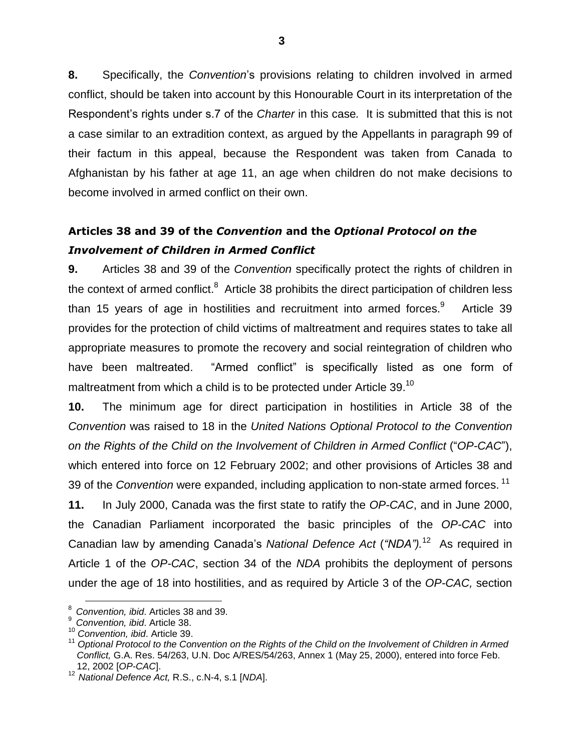**8.** Specifically, the *Convention*'s provisions relating to children involved in armed conflict, should be taken into account by this Honourable Court in its interpretation of the Respondent's rights under s.7 of the *Charter* in this case. It is submitted that this is not a case similar to an extradition context, as argued by the Appellants in paragraph 99 of their factum in this appeal, because the Respondent was taken from Canada to Afghanistan by his father at age 11, an age when children do not make decisions to become involved in armed conflict on their own.

### Articles 38 and 39 of the *Convention* and the *Optional Protocol on the Involvement of Children in Armed Conflict*

**9.** Articles 38 and 39 of the *Convention* specifically protect the rights of children in the context of armed conflict.[8] Article 38 prohibits the direct participation of children less than 15 years of age in hostilities and recruitment into armed forces.[9] Article 39 provides for the protection of child victims of maltreatment and requires states to take all appropriate measures to promote the recovery and social reintegration of children who have been maltreated. "Armed conflict" is specifically listed as one form of maltreatment from which a child is to be protected under Article 39.[10]

**10.** The minimum age for direct participation in hostilities in Article 38 of the *Convention* was raised to 18 in the *United Nations Optional Protocol to the Convention on the Rights of the Child on the Involvement of Children in Armed Conflict* ("*OP-CAC*"), which entered into force on 12 February 2002; and other provisions of Articles 38 and 39 of the *Convention* were expanded, including application to non-state armed forces.[11]

**11.** In July 2000, Canada was the first state to ratify the *OP-CAC*, and in June 2000, the Canadian Parliament incorporated the basic principles of the *OP-CAC* into Canadian law by amending Canada's *National Defence Act* (*"NDA")*.[12] As required in Article 1 of the *OP-CAC*, section 34 of the *NDA* prohibits the deployment of persons under the age of 18 into hostilities, and as required by Article 3 of the *OP-CAC,* section

---

[8] *Convention, ibid*. Articles 38 and 39.

[9] *Convention, ibid*. Article 38.

[10] *Convention, ibid*. Article 39.

[11] *Optional Protocol to the Convention on the Rights of the Child on the Involvement of Children in Armed Conflict,* G.A. Res. 54/263, U.N. Doc A/RES/54/263, Annex 1 (May 25, 2000), entered into force Feb. 12, 2002 [*OP-CAC*].

[12] *National Defence Act,* R.S., c.N-4, s.1 [*NDA*].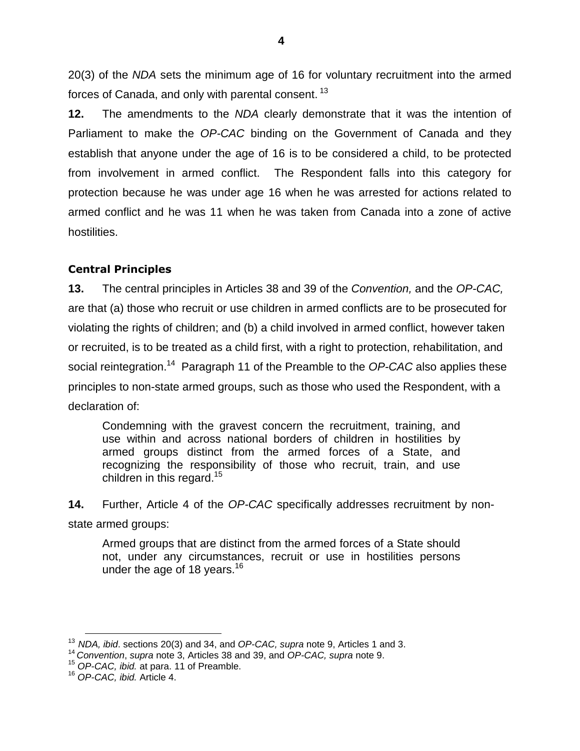20(3) of the *NDA* sets the minimum age of 16 for voluntary recruitment into the armed forces of Canada, and only with parental consent.[13]

**12.** The amendments to the *NDA* clearly demonstrate that it was the intention of Parliament to make the *OP-CAC* binding on the Government of Canada and they establish that anyone under the age of 16 is to be considered a child, to be protected from involvement in armed conflict. The Respondent falls into this category for protection because he was under age 16 when he was arrested for actions related to armed conflict and he was 11 when he was taken from Canada into a zone of active hostilities.

### Central Principles

**13.** The central principles in Articles 38 and 39 of the *Convention,* and the *OP-CAC,* are that (a) those who recruit or use children in armed conflicts are to be prosecuted for violating the rights of children; and (b) a child involved in armed conflict, however taken or recruited, is to be treated as a child first, with a right to protection, rehabilitation, and social reintegration.[14] Paragraph 11 of the Preamble to the *OP-CAC* also applies these principles to non-state armed groups, such as those who used the Respondent, with a declaration of:

> Condemning with the gravest concern the recruitment, training, and use within and across national borders of children in hostilities by armed groups distinct from the armed forces of a State, and recognizing the responsibility of those who recruit, train, and use children in this regard.[15]

**14.** Further, Article 4 of the *OP-CAC* specifically addresses recruitment by non-state armed groups:

> Armed groups that are distinct from the armed forces of a State should not, under any circumstances, recruit or use in hostilities persons under the age of 18 years.[16]

---

[13] *NDA, ibid*. sections 20(3) and 34, and *OP-CAC, supra* note 9, Articles 1 and 3.
[14] *Convention*, *supra* note 3, Articles 38 and 39, and *OP-CAC, supra* note 9.
[15] *OP-CAC, ibid.* at para. 11 of Preamble.
[16] *OP-CAC, ibid.* Article 4.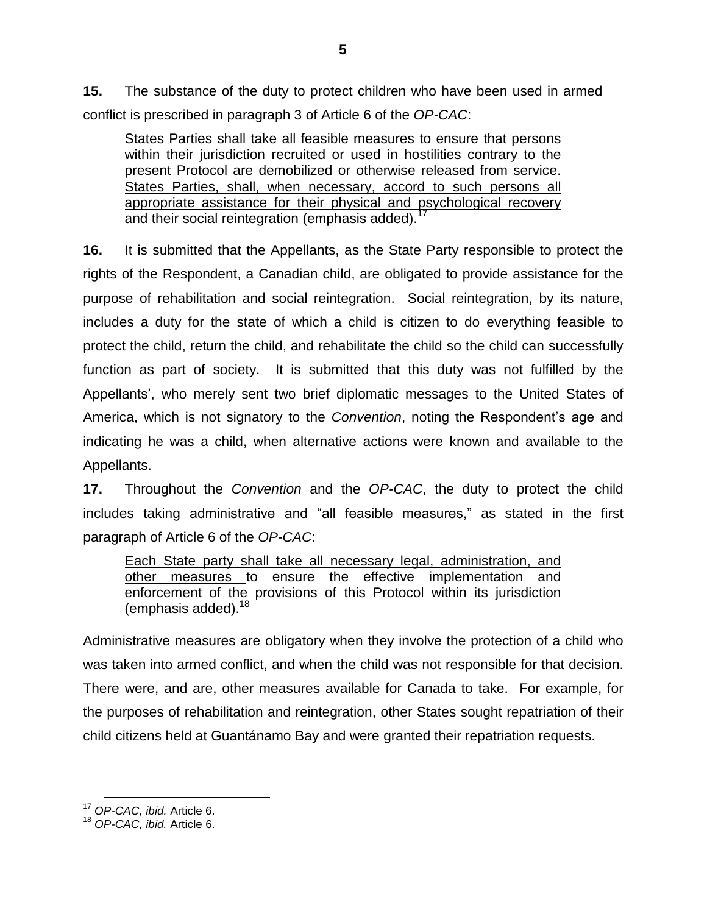**15.** The substance of the duty to protect children who have been used in armed conflict is prescribed in paragraph 3 of Article 6 of the *OP-CAC*:

> States Parties shall take all feasible measures to ensure that persons within their jurisdiction recruited or used in hostilities contrary to the present Protocol are demobilized or otherwise released from service. <u>States Parties, shall, when necessary, accord to such persons all appropriate assistance for their physical and psychological recovery and their social reintegration</u> (emphasis added).[17]

**16.** It is submitted that the Appellants, as the State Party responsible to protect the rights of the Respondent, a Canadian child, are obligated to provide assistance for the purpose of rehabilitation and social reintegration. Social reintegration, by its nature, includes a duty for the state of which a child is citizen to do everything feasible to protect the child, return the child, and rehabilitate the child so the child can successfully function as part of society. It is submitted that this duty was not fulfilled by the Appellants', who merely sent two brief diplomatic messages to the United States of America, which is not signatory to the *Convention*, noting the Respondent's age and indicating he was a child, when alternative actions were known and available to the Appellants.

**17.** Throughout the *Convention* and the *OP-CAC*, the duty to protect the child includes taking administrative and "all feasible measures," as stated in the first paragraph of Article 6 of the *OP-CAC*:

> <u>Each State party shall take all necessary legal, administration, and other measures</u> to ensure the effective implementation and enforcement of the provisions of this Protocol within its jurisdiction (emphasis added).[18]

Administrative measures are obligatory when they involve the protection of a child who was taken into armed conflict, and when the child was not responsible for that decision. There were, and are, other measures available for Canada to take. For example, for the purposes of rehabilitation and reintegration, other States sought repatriation of their child citizens held at Guantánamo Bay and were granted their repatriation requests.

---

[17] *OP-CAC, ibid.* Article 6.

[18] *OP-CAC, ibid.* Article 6.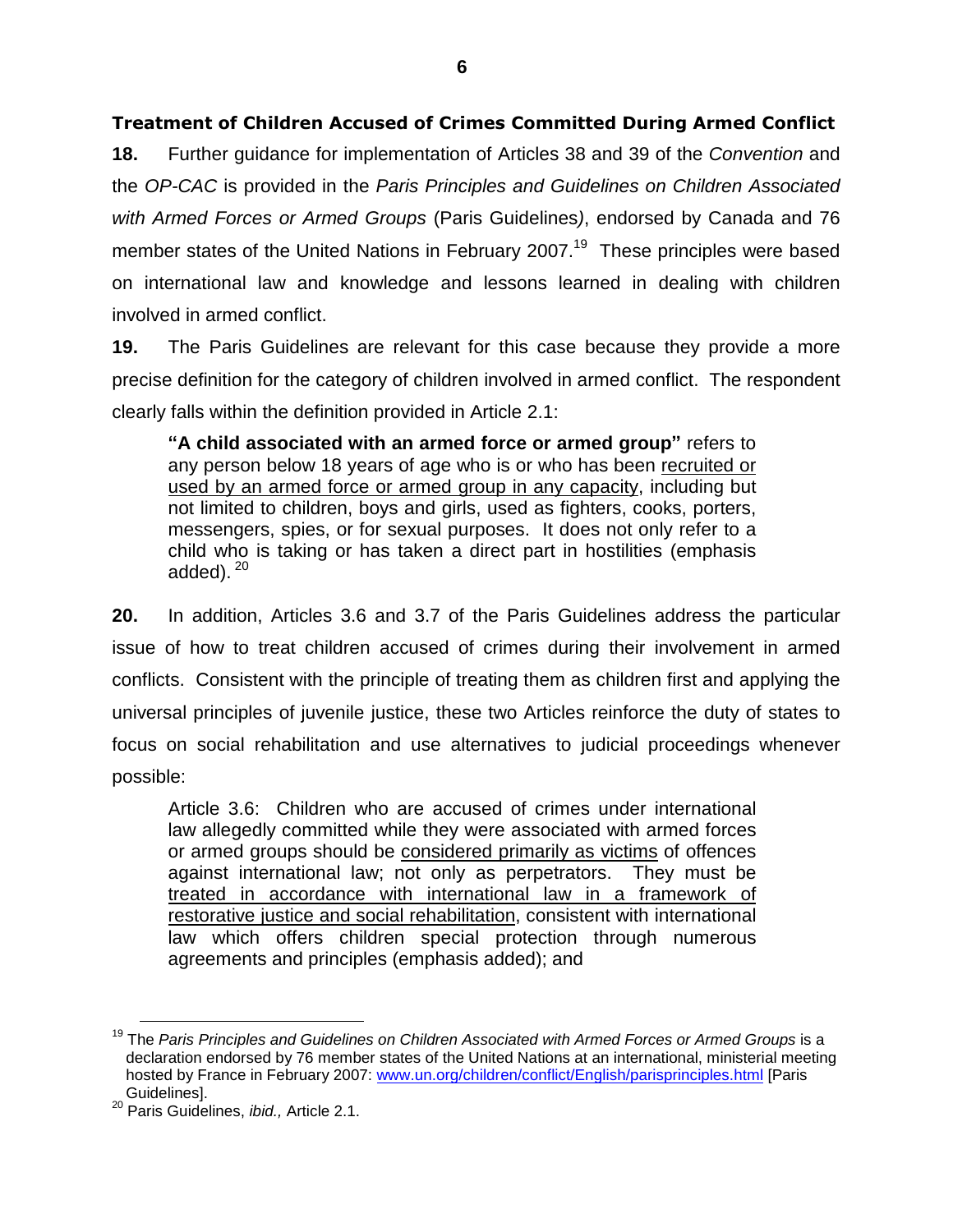### Treatment of Children Accused of Crimes Committed During Armed Conflict

**18.** Further guidance for implementation of Articles 38 and 39 of the *Convention* and the *OP-CAC* is provided in the *Paris Principles and Guidelines on Children Associated with Armed Forces or Armed Groups* (Paris Guidelines), endorsed by Canada and 76 member states of the United Nations in February 2007.[19] These principles were based on international law and knowledge and lessons learned in dealing with children involved in armed conflict.

**19.** The Paris Guidelines are relevant for this case because they provide a more precise definition for the category of children involved in armed conflict. The respondent clearly falls within the definition provided in Article 2.1:

> **"A child associated with an armed force or armed group"** refers to any person below 18 years of age who is or who has been <u>recruited or used by an armed force or armed group in any capacity</u>, including but not limited to children, boys and girls, used as fighters, cooks, porters, messengers, spies, or for sexual purposes. It does not only refer to a child who is taking or has taken a direct part in hostilities (emphasis added).[20]

**20.** In addition, Articles 3.6 and 3.7 of the Paris Guidelines address the particular issue of how to treat children accused of crimes during their involvement in armed conflicts. Consistent with the principle of treating them as children first and applying the universal principles of juvenile justice, these two Articles reinforce the duty of states to focus on social rehabilitation and use alternatives to judicial proceedings whenever possible:

> Article 3.6: Children who are accused of crimes under international law allegedly committed while they were associated with armed forces or armed groups should be <u>considered primarily as victims</u> of offences against international law; not only as perpetrators. They must be <u>treated in accordance with international law in a framework of restorative justice and social rehabilitation</u>, consistent with international law which offers children special protection through numerous agreements and principles (emphasis added); and

---

[19] The *Paris Principles and Guidelines on Children Associated with Armed Forces or Armed Groups* is a declaration endorsed by 76 member states of the United Nations at an international, ministerial meeting hosted by France in February 2007: www.un.org/children/conflict/English/parisprinciples.html [Paris Guidelines].

[20] Paris Guidelines, *ibid.,* Article 2.1.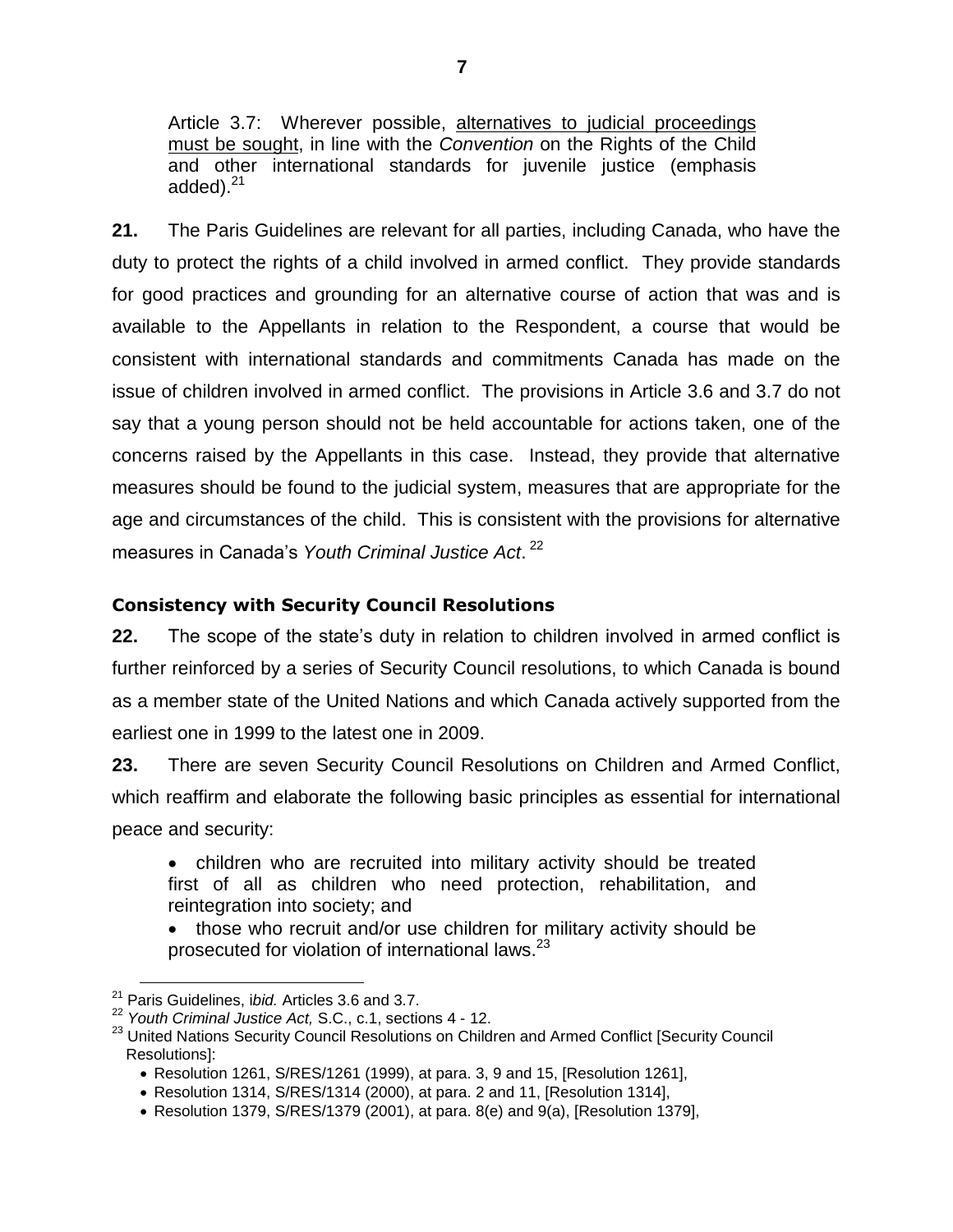Article 3.7: Wherever possible, alternatives to judicial proceedings must be sought, in line with the *Convention* on the Rights of the Child and other international standards for juvenile justice (emphasis added).[21]

**21.** The Paris Guidelines are relevant for all parties, including Canada, who have the duty to protect the rights of a child involved in armed conflict. They provide standards for good practices and grounding for an alternative course of action that was and is available to the Appellants in relation to the Respondent, a course that would be consistent with international standards and commitments Canada has made on the issue of children involved in armed conflict. The provisions in Article 3.6 and 3.7 do not say that a young person should not be held accountable for actions taken, one of the concerns raised by the Appellants in this case. Instead, they provide that alternative measures should be found to the judicial system, measures that are appropriate for the age and circumstances of the child. This is consistent with the provisions for alternative measures in Canada's *Youth Criminal Justice Act*.[22]

### Consistency with Security Council Resolutions

**22.** The scope of the state's duty in relation to children involved in armed conflict is further reinforced by a series of Security Council resolutions, to which Canada is bound as a member state of the United Nations and which Canada actively supported from the earliest one in 1999 to the latest one in 2009.

**23.** There are seven Security Council Resolutions on Children and Armed Conflict, which reaffirm and elaborate the following basic principles as essential for international peace and security:

- children who are recruited into military activity should be treated first of all as children who need protection, rehabilitation, and reintegration into society; and
- those who recruit and/or use children for military activity should be prosecuted for violation of international laws.[23]

---

[21] Paris Guidelines, *ibid.* Articles 3.6 and 3.7.

[22] *Youth Criminal Justice Act,* S.C., c.1, sections 4 - 12.

[23] United Nations Security Council Resolutions on Children and Armed Conflict [Security Council Resolutions]:

- Resolution 1261, S/RES/1261 (1999), at para. 3, 9 and 15, [Resolution 1261],
- Resolution 1314, S/RES/1314 (2000), at para. 2 and 11, [Resolution 1314],
- Resolution 1379, S/RES/1379 (2001), at para. 8(e) and 9(a), [Resolution 1379],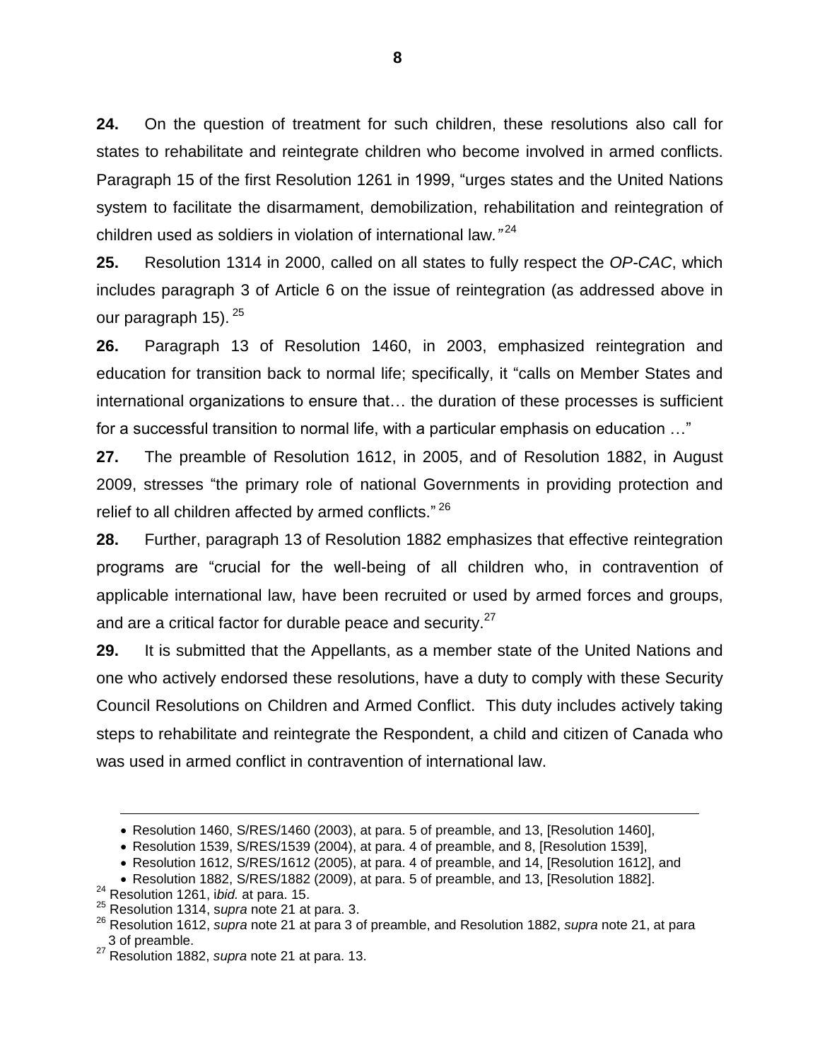**24.** On the question of treatment for such children, these resolutions also call for states to rehabilitate and reintegrate children who become involved in armed conflicts. Paragraph 15 of the first Resolution 1261 in 1999, "urges states and the United Nations system to facilitate the disarmament, demobilization, rehabilitation and reintegration of children used as soldiers in violation of international law."[24]

**25.** Resolution 1314 in 2000, called on all states to fully respect the *OP-CAC*, which includes paragraph 3 of Article 6 on the issue of reintegration (as addressed above in our paragraph 15).[25]

**26.** Paragraph 13 of Resolution 1460, in 2003, emphasized reintegration and education for transition back to normal life; specifically, it "calls on Member States and international organizations to ensure that… the duration of these processes is sufficient for a successful transition to normal life, with a particular emphasis on education …"

**27.** The preamble of Resolution 1612, in 2005, and of Resolution 1882, in August 2009, stresses "the primary role of national Governments in providing protection and relief to all children affected by armed conflicts."[26]

**28.** Further, paragraph 13 of Resolution 1882 emphasizes that effective reintegration programs are "crucial for the well-being of all children who, in contravention of applicable international law, have been recruited or used by armed forces and groups, and are a critical factor for durable peace and security.[27]

**29.** It is submitted that the Appellants, as a member state of the United Nations and one who actively endorsed these resolutions, have a duty to comply with these Security Council Resolutions on Children and Armed Conflict. This duty includes actively taking steps to rehabilitate and reintegrate the Respondent, a child and citizen of Canada who was used in armed conflict in contravention of international law.

---

- Resolution 1460, S/RES/1460 (2003), at para. 5 of preamble, and 13, [Resolution 1460],
- Resolution 1539, S/RES/1539 (2004), at para. 4 of preamble, and 8, [Resolution 1539],
- Resolution 1612, S/RES/1612 (2005), at para. 4 of preamble, and 14, [Resolution 1612], and
- Resolution 1882, S/RES/1882 (2009), at para. 5 of preamble, and 13, [Resolution 1882].

[24] Resolution 1261, i*bid.* at para. 15.

[25] Resolution 1314, s*upra* note 21 at para. 3.

[26] Resolution 1612, *supra* note 21 at para 3 of preamble, and Resolution 1882, *supra* note 21, at para 3 of preamble.

[27] Resolution 1882, *supra* note 21 at para. 13.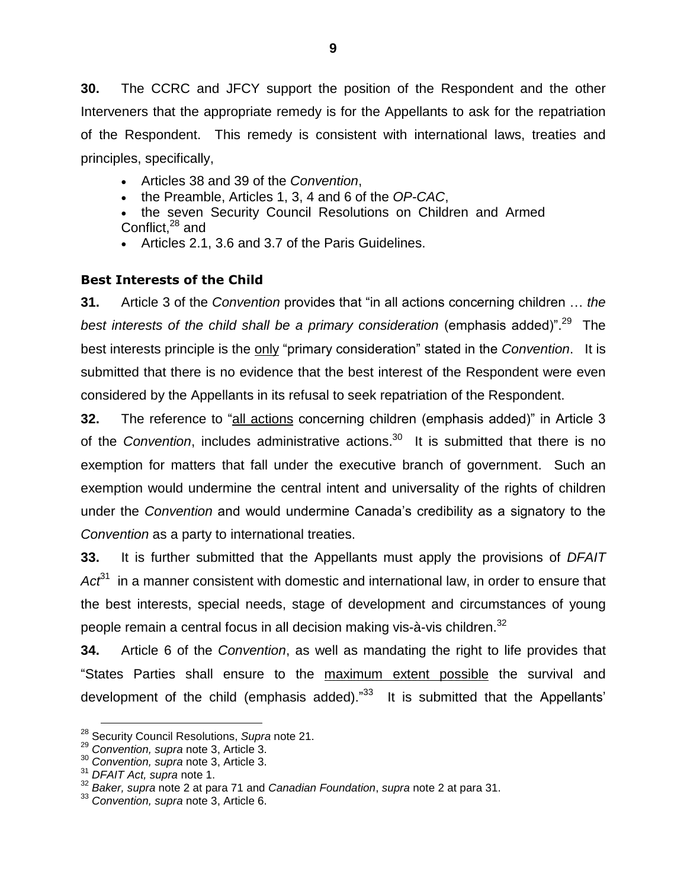**30.** The CCRC and JFCY support the position of the Respondent and the other Interveners that the appropriate remedy is for the Appellants to ask for the repatriation of the Respondent. This remedy is consistent with international laws, treaties and principles, specifically,

- Articles 38 and 39 of the *Convention*,
- the Preamble, Articles 1, 3, 4 and 6 of the *OP-CAC*,
- the seven Security Council Resolutions on Children and Armed Conflict,[28] and
- Articles 2.1, 3.6 and 3.7 of the Paris Guidelines.

### Best Interests of the Child

**31.** Article 3 of the *Convention* provides that "in all actions concerning children … *the best interests of the child shall be a primary consideration* (emphasis added)".[29] The best interests principle is the only "primary consideration" stated in the *Convention*. It is submitted that there is no evidence that the best interest of the Respondent were even considered by the Appellants in its refusal to seek repatriation of the Respondent.

**32.** The reference to "all actions concerning children (emphasis added)" in Article 3 of the *Convention*, includes administrative actions.[30] It is submitted that there is no exemption for matters that fall under the executive branch of government. Such an exemption would undermine the central intent and universality of the rights of children under the *Convention* and would undermine Canada's credibility as a signatory to the *Convention* as a party to international treaties.

**33.** It is further submitted that the Appellants must apply the provisions of *DFAIT Act*[31] in a manner consistent with domestic and international law, in order to ensure that the best interests, special needs, stage of development and circumstances of young people remain a central focus in all decision making vis-à-vis children.[32]

**34.** Article 6 of the *Convention*, as well as mandating the right to life provides that "States Parties shall ensure to the maximum extent possible the survival and development of the child (emphasis added)."[33] It is submitted that the Appellants'

---

[28] Security Council Resolutions, *Supra* note 21.
[29] *Convention, supra* note 3, Article 3.
[30] *Convention, supra* note 3, Article 3.
[31] *DFAIT Act, supra* note 1.
[32] *Baker, supra* note 2 at para 71 and *Canadian Foundation*, *supra* note 2 at para 31.
[33] *Convention, supra* note 3, Article 6.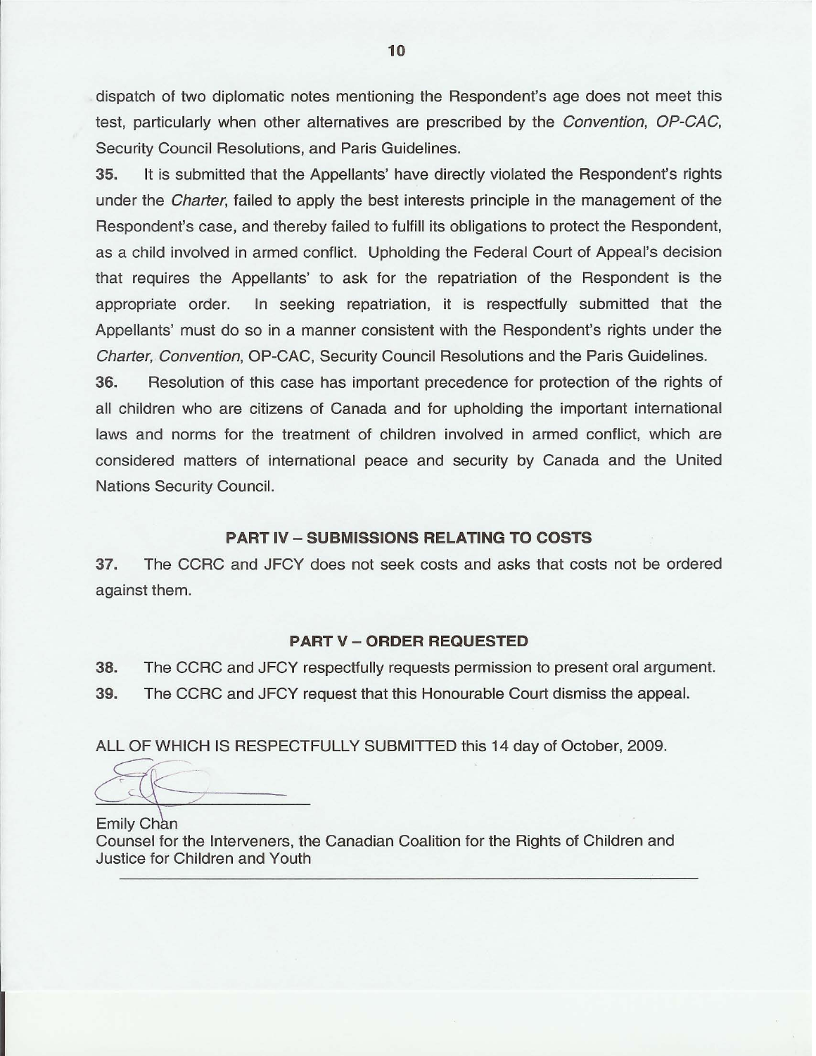dispatch of two diplomatic notes mentioning the Respondent's age does not meet this test, particularly when other alternatives are prescribed by the *Convention*, *OP-CAC*, Security Council Resolutions, and Paris Guidelines.

**35.** It is submitted that the Appellants' have directly violated the Respondent's rights under the *Charter*, failed to apply the best interests principle in the management of the Respondent's case, and thereby failed to fulfill its obligations to protect the Respondent, as a child involved in armed conflict. Upholding the Federal Court of Appeal's decision that requires the Appellants' to ask for the repatriation of the Respondent is the appropriate order. In seeking repatriation, it is respectfully submitted that the Appellants' must do so in a manner consistent with the Respondent's rights under the *Charter*, *Convention*, OP-CAC, Security Council Resolutions and the Paris Guidelines.

**36.** Resolution of this case has important precedence for protection of the rights of all children who are citizens of Canada and for upholding the important international laws and norms for the treatment of children involved in armed conflict, which are considered matters of international peace and security by Canada and the United Nations Security Council.

## PART IV – SUBMISSIONS RELATING TO COSTS

**37.** The CCRC and JFCY does not seek costs and asks that costs not be ordered against them.

## PART V – ORDER REQUESTED

**38.** The CCRC and JFCY respectfully requests permission to present oral argument.

**39.** The CCRC and JFCY request that this Honourable Court dismiss the appeal.

ALL OF WHICH IS RESPECTFULLY SUBMITTED this 14 day of October, 2009.

Emily Chan
Counsel for the Interveners, the Canadian Coalition for the Rights of Children and Justice for Children and Youth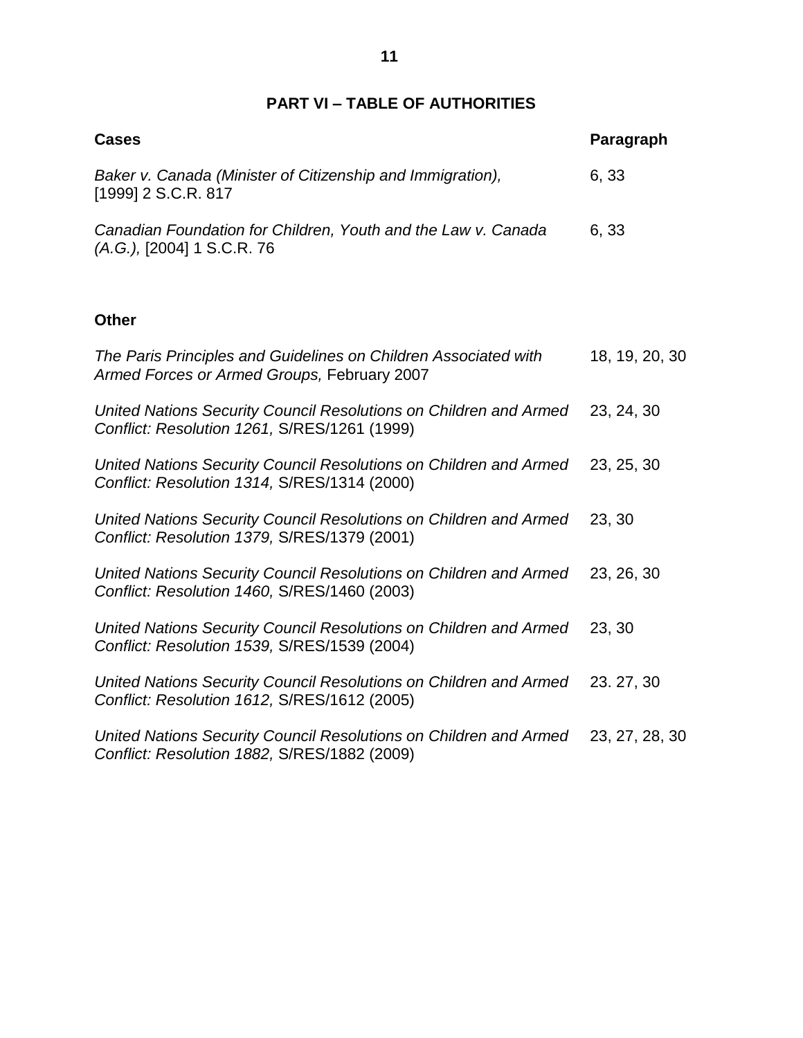## PART VI – TABLE OF AUTHORITIES

| Cases | Paragraph |
|---|---|
| *Baker v. Canada (Minister of Citizenship and Immigration),* [1999] 2 S.C.R. 817 | 6, 33 |
| *Canadian Foundation for Children, Youth and the Law v. Canada (A.G.),* [2004] 1 S.C.R. 76 | 6, 33 |

| Other | |
|---|---|
| *The Paris Principles and Guidelines on Children Associated with Armed Forces or Armed Groups,* February 2007 | 18, 19, 20, 30 |
| *United Nations Security Council Resolutions on Children and Armed Conflict: Resolution 1261,* S/RES/1261 (1999) | 23, 24, 30 |
| *United Nations Security Council Resolutions on Children and Armed Conflict: Resolution 1314,* S/RES/1314 (2000) | 23, 25, 30 |
| *United Nations Security Council Resolutions on Children and Armed Conflict: Resolution 1379,* S/RES/1379 (2001) | 23, 30 |
| *United Nations Security Council Resolutions on Children and Armed Conflict: Resolution 1460,* S/RES/1460 (2003) | 23, 26, 30 |
| *United Nations Security Council Resolutions on Children and Armed Conflict: Resolution 1539,* S/RES/1539 (2004) | 23, 30 |
| *United Nations Security Council Resolutions on Children and Armed Conflict: Resolution 1612,* S/RES/1612 (2005) | 23. 27, 30 |
| *United Nations Security Council Resolutions on Children and Armed Conflict: Resolution 1882,* S/RES/1882 (2009) | 23, 27, 28, 30 |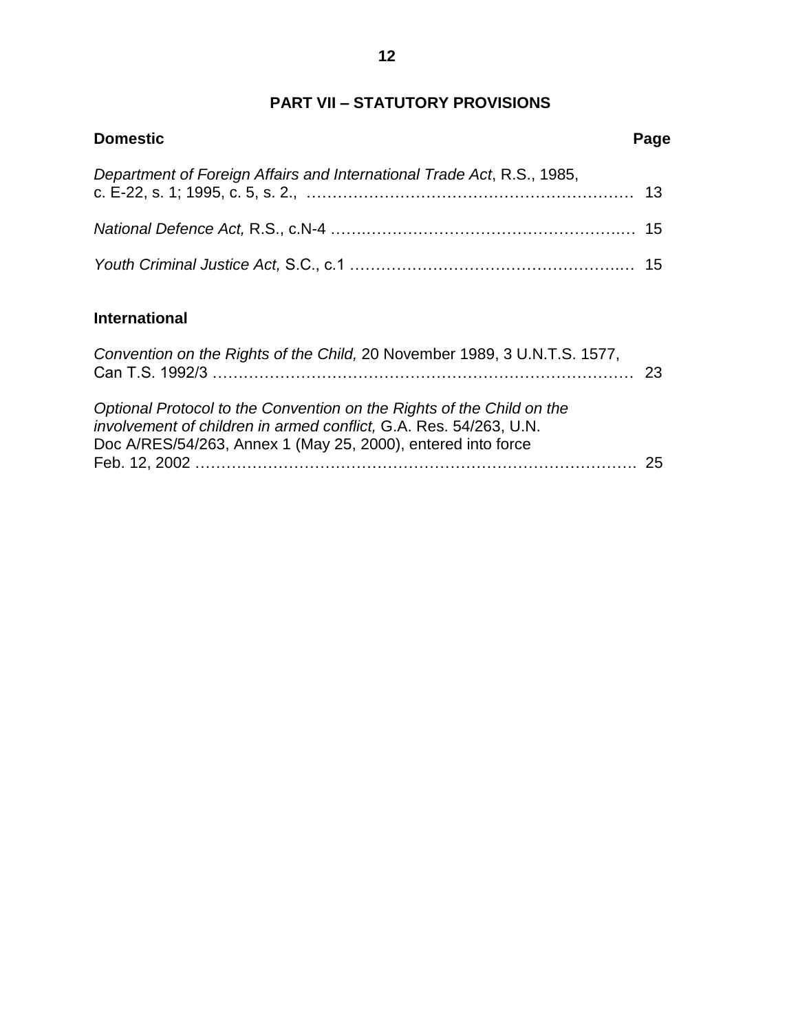## PART VII – STATUTORY PROVISIONS

| **Domestic** | **Page** |
| --- | --- |
| *Department of Foreign Affairs and International Trade Act*, R.S., 1985, c. E-22, s. 1; 1995, c. 5, s. 2., | 13 |
| *National Defence Act,* R.S., c.N-4 | 15 |
| *Youth Criminal Justice Act,* S.C., c.1 | 15 |

| **International** | |
| --- | --- |
| *Convention on the Rights of the Child,* 20 November 1989, 3 U.N.T.S. 1577, Can T.S. 1992/3 | 23 |
| *Optional Protocol to the Convention on the Rights of the Child on the involvement of children in armed conflict,* G.A. Res. 54/263, U.N. Doc A/RES/54/263, Annex 1 (May 25, 2000), entered into force Feb. 12, 2002 | 25 |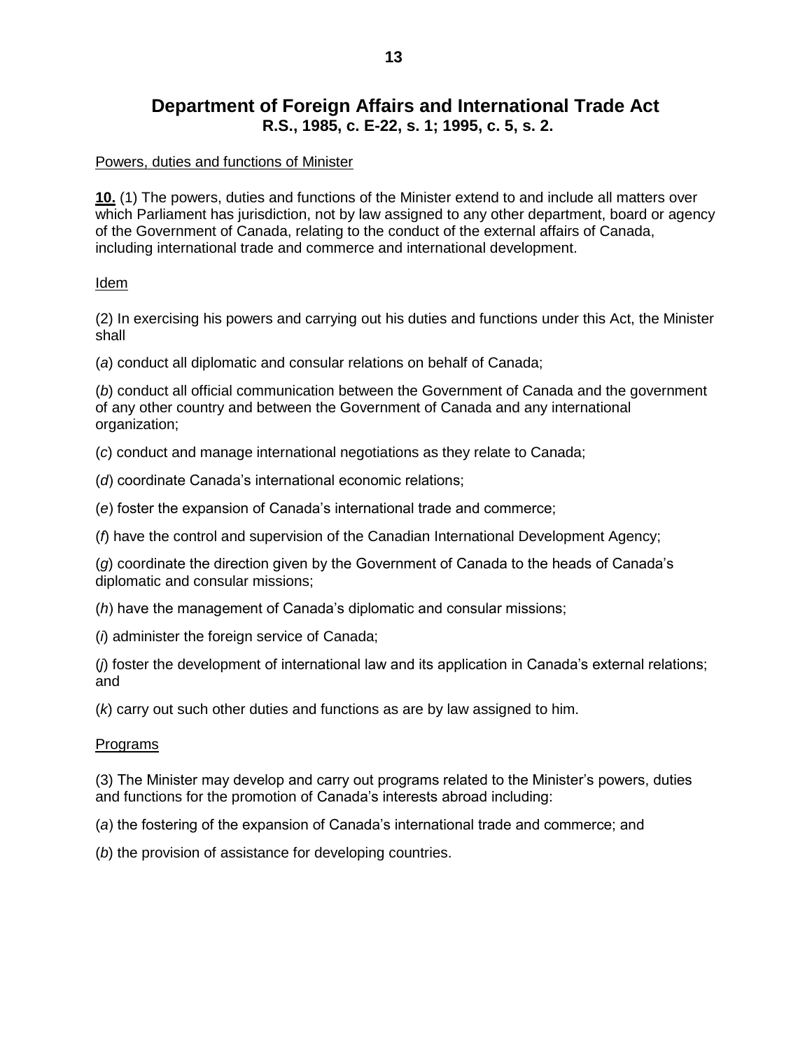# Department of Foreign Affairs and International Trade Act

**R.S., 1985, c. E-22, s. 1; 1995, c. 5, s. 2.**

Powers, duties and functions of Minister

**10.** (1) The powers, duties and functions of the Minister extend to and include all matters over which Parliament has jurisdiction, not by law assigned to any other department, board or agency of the Government of Canada, relating to the conduct of the external affairs of Canada, including international trade and commerce and international development.

Idem

(2) In exercising his powers and carrying out his duties and functions under this Act, the Minister shall

(*a*) conduct all diplomatic and consular relations on behalf of Canada;

(*b*) conduct all official communication between the Government of Canada and the government of any other country and between the Government of Canada and any international organization;

(*c*) conduct and manage international negotiations as they relate to Canada;

(*d*) coordinate Canada's international economic relations;

(*e*) foster the expansion of Canada's international trade and commerce;

(*f*) have the control and supervision of the Canadian International Development Agency;

(*g*) coordinate the direction given by the Government of Canada to the heads of Canada's diplomatic and consular missions;

(*h*) have the management of Canada's diplomatic and consular missions;

(*i*) administer the foreign service of Canada;

(*j*) foster the development of international law and its application in Canada's external relations; and

(*k*) carry out such other duties and functions as are by law assigned to him.

Programs

(3) The Minister may develop and carry out programs related to the Minister's powers, duties and functions for the promotion of Canada's interests abroad including:

(*a*) the fostering of the expansion of Canada's international trade and commerce; and

(*b*) the provision of assistance for developing countries.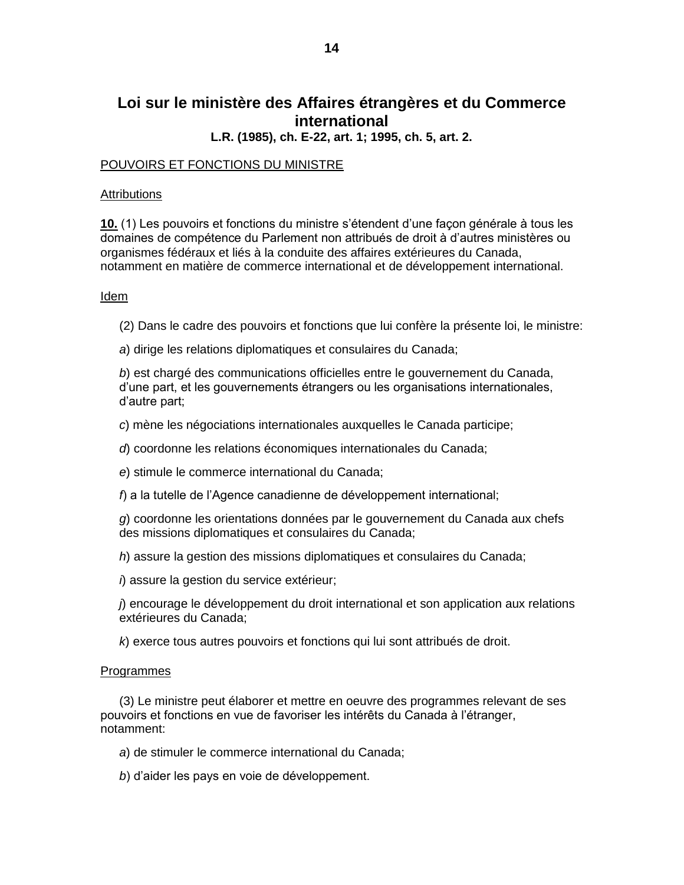## Loi sur le ministère des Affaires étrangères et du Commerce international

**L.R. (1985), ch. E-22, art. 1; 1995, ch. 5, art. 2.**

POUVOIRS ET FONCTIONS DU MINISTRE

Attributions

**10.** (1) Les pouvoirs et fonctions du ministre s'étendent d'une façon générale à tous les domaines de compétence du Parlement non attribués de droit à d'autres ministères ou organismes fédéraux et liés à la conduite des affaires extérieures du Canada, notamment en matière de commerce international et de développement international.

Idem

(2) Dans le cadre des pouvoirs et fonctions que lui confère la présente loi, le ministre:

*a*) dirige les relations diplomatiques et consulaires du Canada;

*b*) est chargé des communications officielles entre le gouvernement du Canada, d'une part, et les gouvernements étrangers ou les organisations internationales, d'autre part;

*c*) mène les négociations internationales auxquelles le Canada participe;

*d*) coordonne les relations économiques internationales du Canada;

*e*) stimule le commerce international du Canada;

*f*) a la tutelle de l'Agence canadienne de développement international;

*g*) coordonne les orientations données par le gouvernement du Canada aux chefs des missions diplomatiques et consulaires du Canada;

*h*) assure la gestion des missions diplomatiques et consulaires du Canada;

*i*) assure la gestion du service extérieur;

*j*) encourage le développement du droit international et son application aux relations extérieures du Canada;

*k*) exerce tous autres pouvoirs et fonctions qui lui sont attribués de droit.

Programmes

(3) Le ministre peut élaborer et mettre en oeuvre des programmes relevant de ses pouvoirs et fonctions en vue de favoriser les intérêts du Canada à l'étranger, notamment:

*a*) de stimuler le commerce international du Canada;

*b*) d'aider les pays en voie de développement.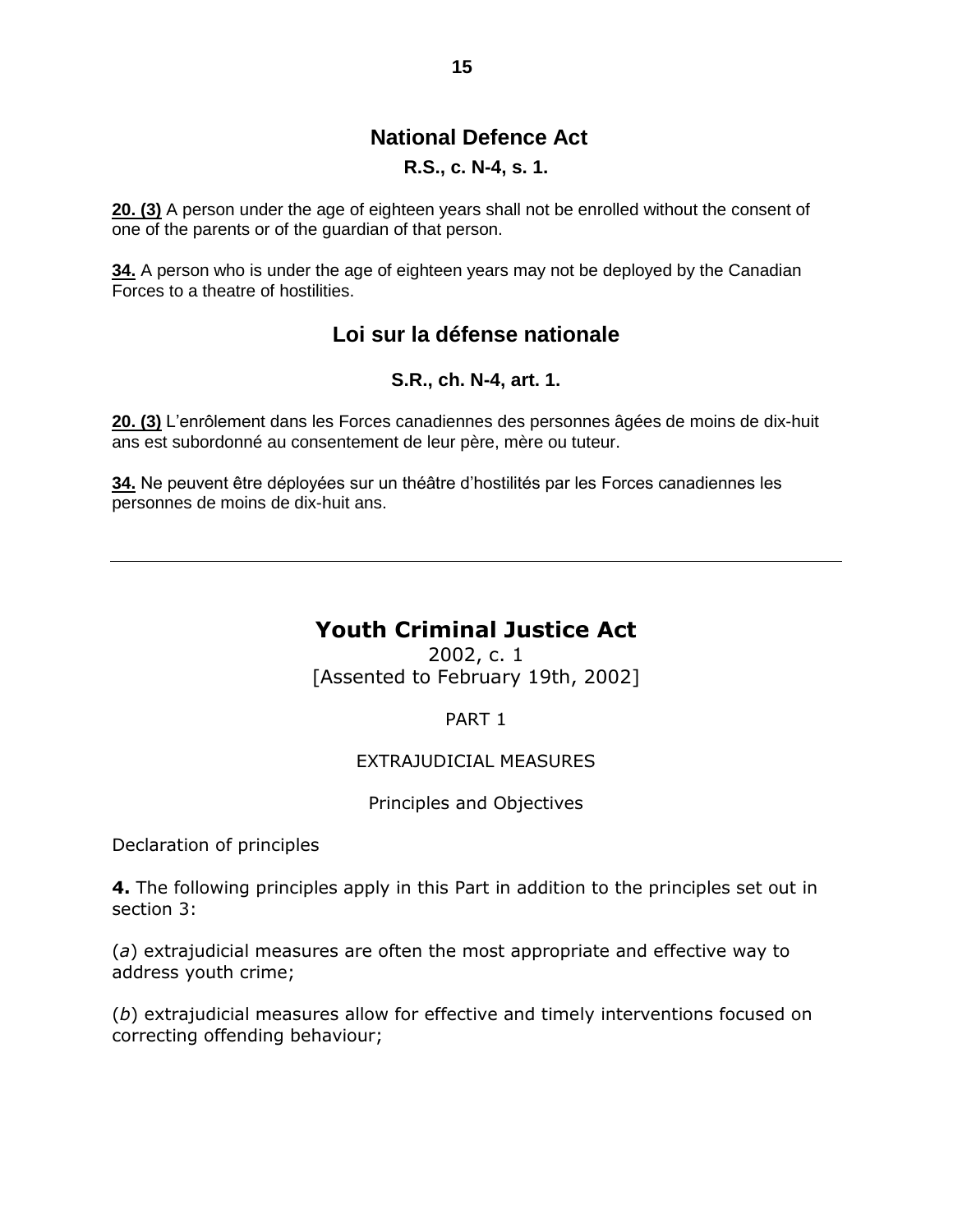## National Defence Act

### R.S., c. N-4, s. 1.

**20. (3)** A person under the age of eighteen years shall not be enrolled without the consent of one of the parents or of the guardian of that person.

**34.** A person who is under the age of eighteen years may not be deployed by the Canadian Forces to a theatre of hostilities.

## Loi sur la défense nationale

### S.R., ch. N-4, art. 1.

**20. (3)** L'enrôlement dans les Forces canadiennes des personnes âgées de moins de dix-huit ans est subordonné au consentement de leur père, mère ou tuteur.

**34.** Ne peuvent être déployées sur un théâtre d'hostilités par les Forces canadiennes les personnes de moins de dix-huit ans.

---

## Youth Criminal Justice Act

2002, c. 1
[Assented to February 19th, 2002]

PART 1

EXTRAJUDICIAL MEASURES

Principles and Objectives

Declaration of principles

**4.** The following principles apply in this Part in addition to the principles set out in section 3:

(*a*) extrajudicial measures are often the most appropriate and effective way to address youth crime;

(*b*) extrajudicial measures allow for effective and timely interventions focused on correcting offending behaviour;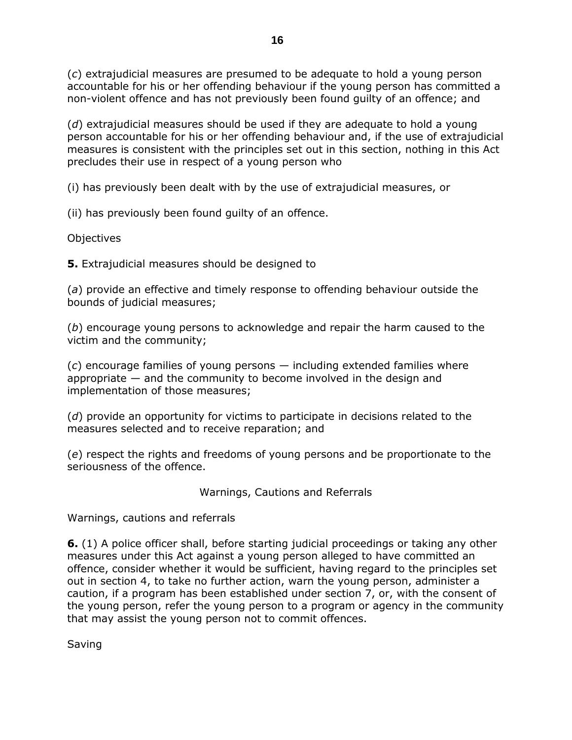(*c*) extrajudicial measures are presumed to be adequate to hold a young person accountable for his or her offending behaviour if the young person has committed a non-violent offence and has not previously been found guilty of an offence; and

(*d*) extrajudicial measures should be used if they are adequate to hold a young person accountable for his or her offending behaviour and, if the use of extrajudicial measures is consistent with the principles set out in this section, nothing in this Act precludes their use in respect of a young person who

(i) has previously been dealt with by the use of extrajudicial measures, or

(ii) has previously been found guilty of an offence.

Objectives

**5.** Extrajudicial measures should be designed to

(*a*) provide an effective and timely response to offending behaviour outside the bounds of judicial measures;

(*b*) encourage young persons to acknowledge and repair the harm caused to the victim and the community;

(*c*) encourage families of young persons — including extended families where appropriate — and the community to become involved in the design and implementation of those measures;

(*d*) provide an opportunity for victims to participate in decisions related to the measures selected and to receive reparation; and

(*e*) respect the rights and freedoms of young persons and be proportionate to the seriousness of the offence.

### Warnings, Cautions and Referrals

Warnings, cautions and referrals

**6.** (1) A police officer shall, before starting judicial proceedings or taking any other measures under this Act against a young person alleged to have committed an offence, consider whether it would be sufficient, having regard to the principles set out in section 4, to take no further action, warn the young person, administer a caution, if a program has been established under section 7, or, with the consent of the young person, refer the young person to a program or agency in the community that may assist the young person not to commit offences.

Saving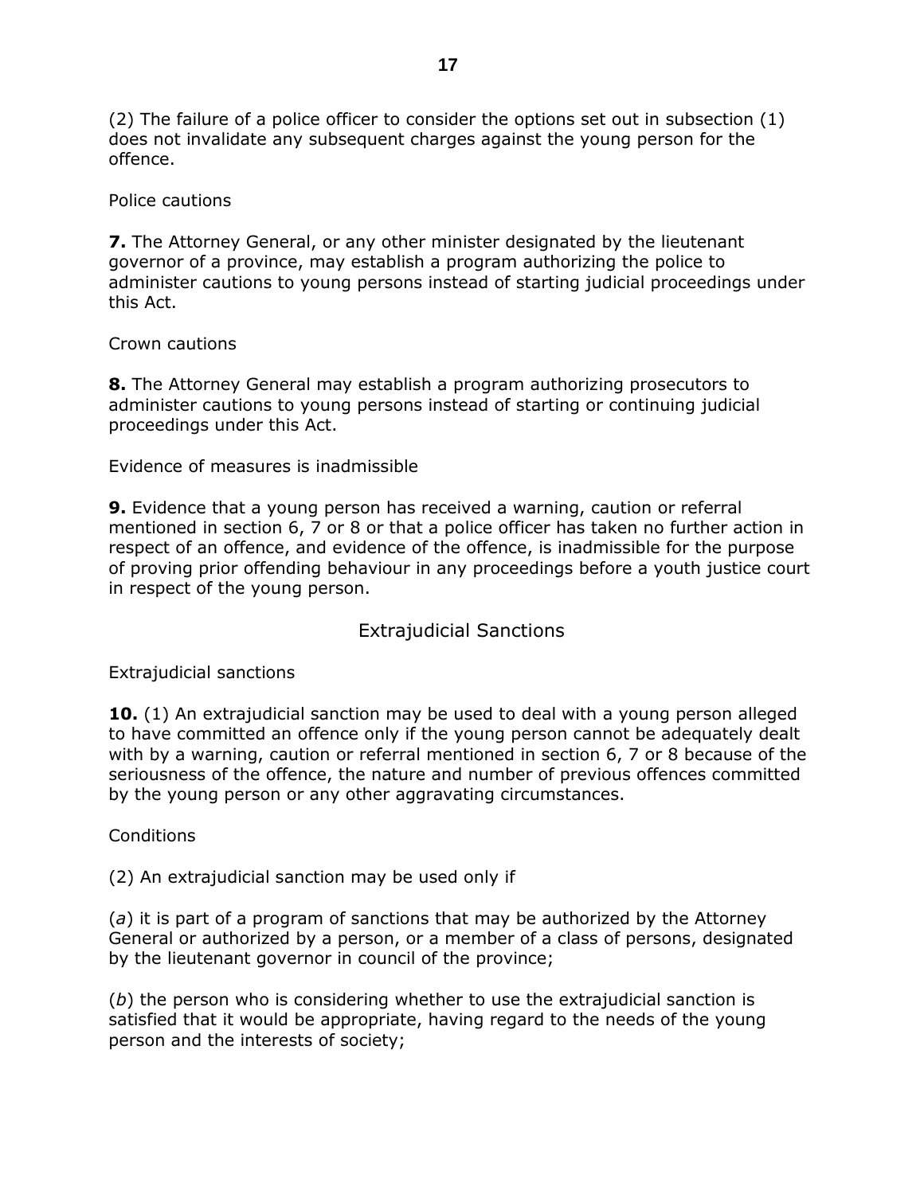(2) The failure of a police officer to consider the options set out in subsection (1) does not invalidate any subsequent charges against the young person for the offence.

Police cautions

**7.** The Attorney General, or any other minister designated by the lieutenant governor of a province, may establish a program authorizing the police to administer cautions to young persons instead of starting judicial proceedings under this Act.

Crown cautions

**8.** The Attorney General may establish a program authorizing prosecutors to administer cautions to young persons instead of starting or continuing judicial proceedings under this Act.

Evidence of measures is inadmissible

**9.** Evidence that a young person has received a warning, caution or referral mentioned in section 6, 7 or 8 or that a police officer has taken no further action in respect of an offence, and evidence of the offence, is inadmissible for the purpose of proving prior offending behaviour in any proceedings before a youth justice court in respect of the young person.

## Extrajudicial Sanctions

Extrajudicial sanctions

**10.** (1) An extrajudicial sanction may be used to deal with a young person alleged to have committed an offence only if the young person cannot be adequately dealt with by a warning, caution or referral mentioned in section 6, 7 or 8 because of the seriousness of the offence, the nature and number of previous offences committed by the young person or any other aggravating circumstances.

Conditions

(2) An extrajudicial sanction may be used only if

(*a*) it is part of a program of sanctions that may be authorized by the Attorney General or authorized by a person, or a member of a class of persons, designated by the lieutenant governor in council of the province;

(*b*) the person who is considering whether to use the extrajudicial sanction is satisfied that it would be appropriate, having regard to the needs of the young person and the interests of society;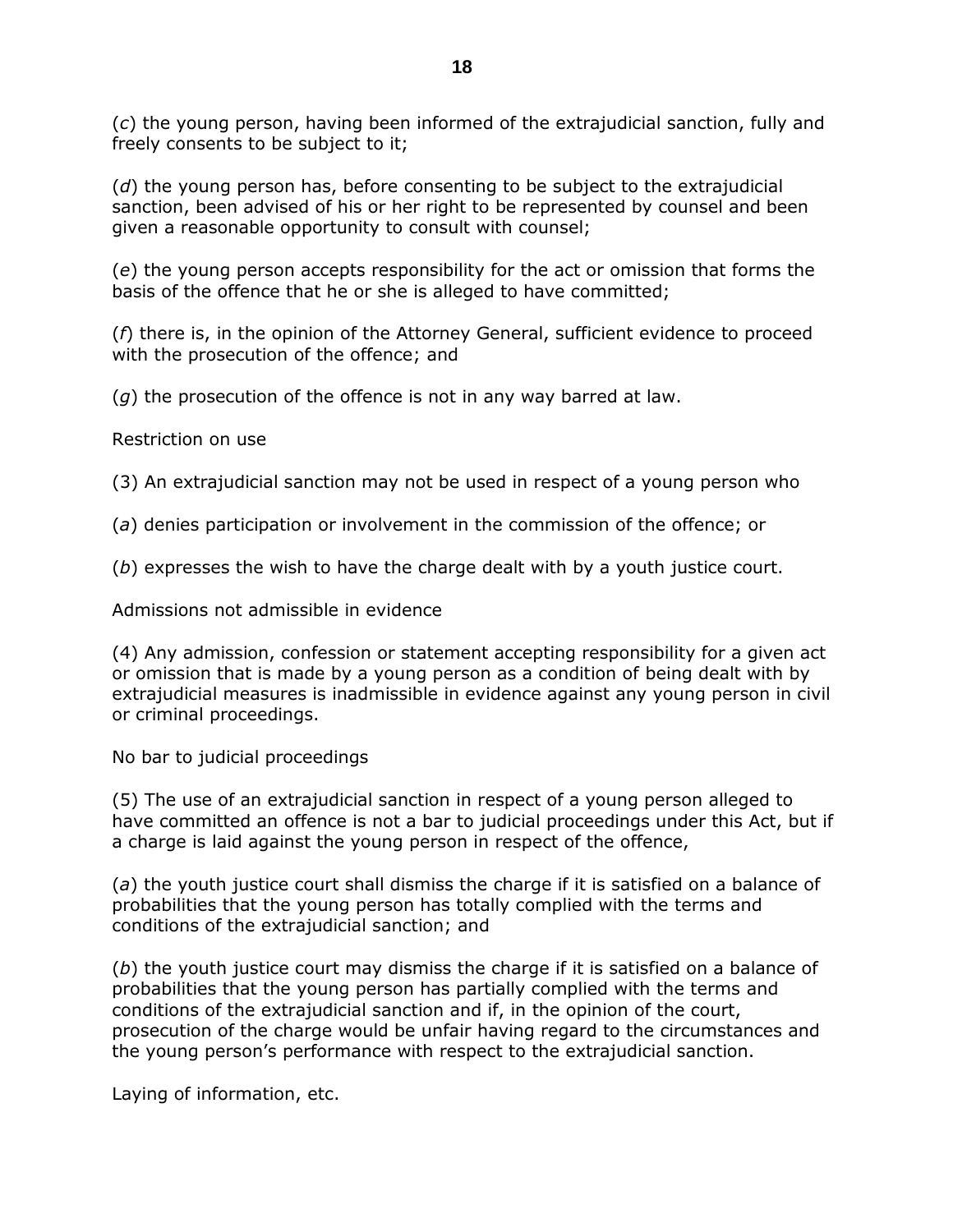(*c*) the young person, having been informed of the extrajudicial sanction, fully and freely consents to be subject to it;

(*d*) the young person has, before consenting to be subject to the extrajudicial sanction, been advised of his or her right to be represented by counsel and been given a reasonable opportunity to consult with counsel;

(*e*) the young person accepts responsibility for the act or omission that forms the basis of the offence that he or she is alleged to have committed;

(*f*) there is, in the opinion of the Attorney General, sufficient evidence to proceed with the prosecution of the offence; and

(*g*) the prosecution of the offence is not in any way barred at law.

Restriction on use

(3) An extrajudicial sanction may not be used in respect of a young person who

(*a*) denies participation or involvement in the commission of the offence; or

(*b*) expresses the wish to have the charge dealt with by a youth justice court.

Admissions not admissible in evidence

(4) Any admission, confession or statement accepting responsibility for a given act or omission that is made by a young person as a condition of being dealt with by extrajudicial measures is inadmissible in evidence against any young person in civil or criminal proceedings.

No bar to judicial proceedings

(5) The use of an extrajudicial sanction in respect of a young person alleged to have committed an offence is not a bar to judicial proceedings under this Act, but if a charge is laid against the young person in respect of the offence,

(*a*) the youth justice court shall dismiss the charge if it is satisfied on a balance of probabilities that the young person has totally complied with the terms and conditions of the extrajudicial sanction; and

(*b*) the youth justice court may dismiss the charge if it is satisfied on a balance of probabilities that the young person has partially complied with the terms and conditions of the extrajudicial sanction and if, in the opinion of the court, prosecution of the charge would be unfair having regard to the circumstances and the young person's performance with respect to the extrajudicial sanction.

Laying of information, etc.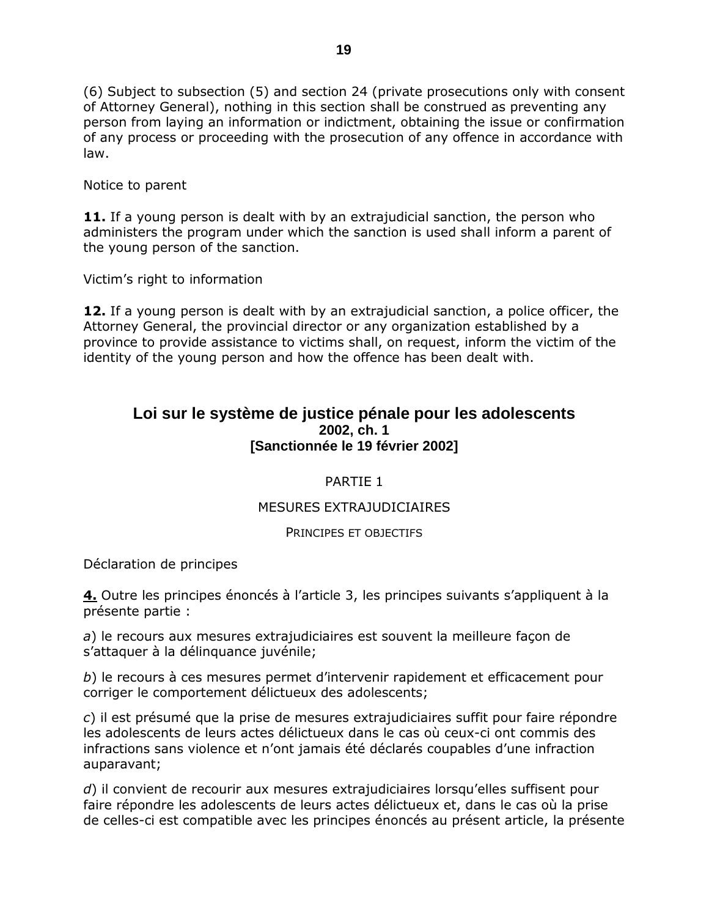(6) Subject to subsection (5) and section 24 (private prosecutions only with consent of Attorney General), nothing in this section shall be construed as preventing any person from laying an information or indictment, obtaining the issue or confirmation of any process or proceeding with the prosecution of any offence in accordance with law.

Notice to parent

**11.** If a young person is dealt with by an extrajudicial sanction, the person who administers the program under which the sanction is used shall inform a parent of the young person of the sanction.

Victim's right to information

**12.** If a young person is dealt with by an extrajudicial sanction, a police officer, the Attorney General, the provincial director or any organization established by a province to provide assistance to victims shall, on request, inform the victim of the identity of the young person and how the offence has been dealt with.

## Loi sur le système de justice pénale pour les adolescents

**2002, ch. 1**
**[Sanctionnée le 19 février 2002]**

PARTIE 1

MESURES EXTRAJUDICIAIRES

PRINCIPES ET OBJECTIFS

Déclaration de principes

**4.** Outre les principes énoncés à l'article 3, les principes suivants s'appliquent à la présente partie :

*a*) le recours aux mesures extrajudiciaires est souvent la meilleure façon de s'attaquer à la délinquance juvénile;

*b*) le recours à ces mesures permet d'intervenir rapidement et efficacement pour corriger le comportement délictueux des adolescents;

*c*) il est présumé que la prise de mesures extrajudiciaires suffit pour faire répondre les adolescents de leurs actes délictueux dans le cas où ceux-ci ont commis des infractions sans violence et n'ont jamais été déclarés coupables d'une infraction auparavant;

*d*) il convient de recourir aux mesures extrajudiciaires lorsqu'elles suffisent pour faire répondre les adolescents de leurs actes délictueux et, dans le cas où la prise de celles-ci est compatible avec les principes énoncés au présent article, la présente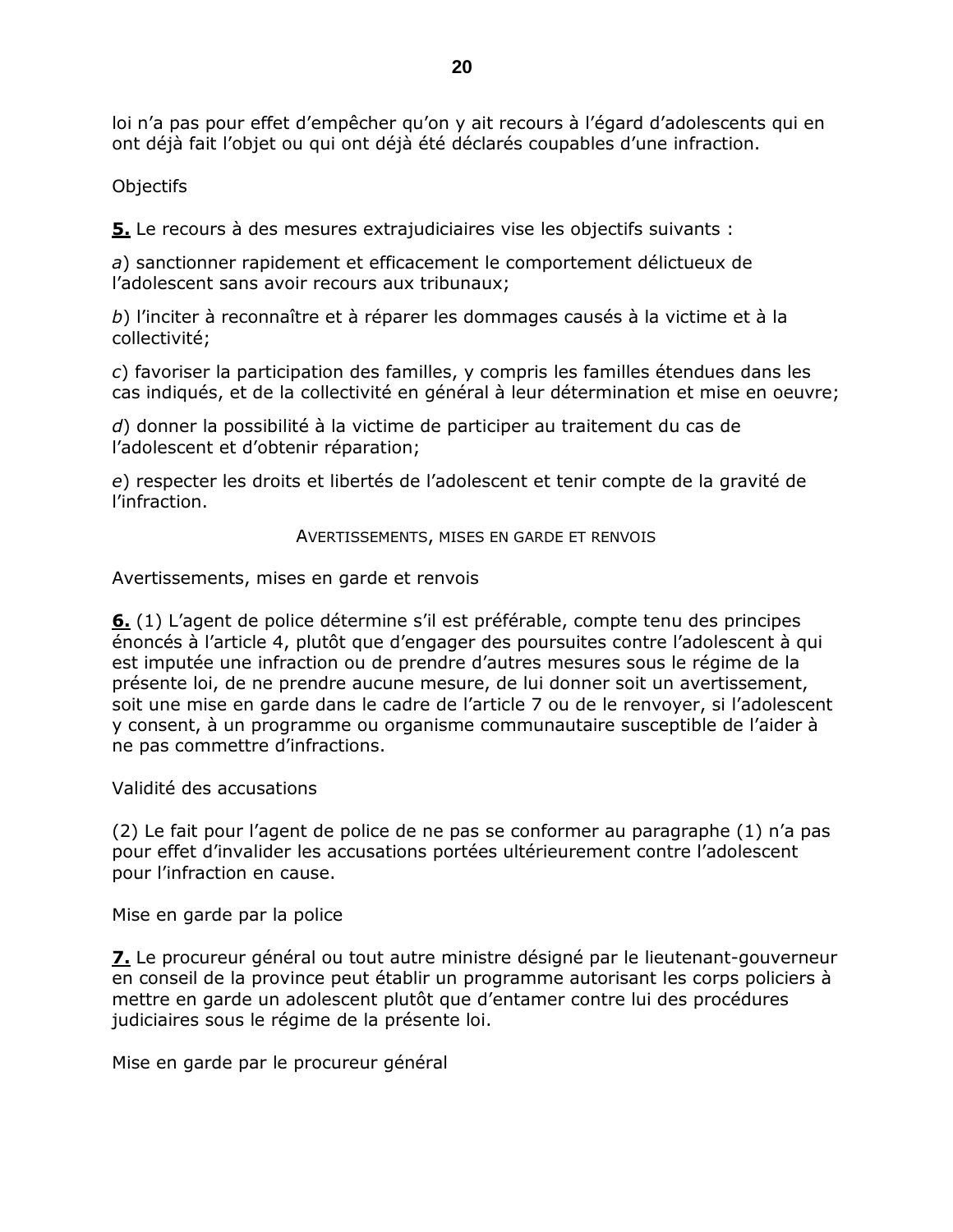loi n’a pas pour effet d’empêcher qu’on y ait recours à l’égard d’adolescents qui en ont déjà fait l’objet ou qui ont déjà été déclarés coupables d’une infraction.

Objectifs

**5.** Le recours à des mesures extrajudiciaires vise les objectifs suivants :

*a*) sanctionner rapidement et efficacement le comportement délictueux de l’adolescent sans avoir recours aux tribunaux;

*b*) l’inciter à reconnaître et à réparer les dommages causés à la victime et à la collectivité;

*c*) favoriser la participation des familles, y compris les familles étendues dans les cas indiqués, et de la collectivité en général à leur détermination et mise en oeuvre;

*d*) donner la possibilité à la victime de participer au traitement du cas de l’adolescent et d’obtenir réparation;

*e*) respecter les droits et libertés de l’adolescent et tenir compte de la gravité de l’infraction.

AVERTISSEMENTS, MISES EN GARDE ET RENVOIS

Avertissements, mises en garde et renvois

**6.** (1) L’agent de police détermine s’il est préférable, compte tenu des principes énoncés à l’article 4, plutôt que d’engager des poursuites contre l’adolescent à qui est imputée une infraction ou de prendre d’autres mesures sous le régime de la présente loi, de ne prendre aucune mesure, de lui donner soit un avertissement, soit une mise en garde dans le cadre de l’article 7 ou de le renvoyer, si l’adolescent y consent, à un programme ou organisme communautaire susceptible de l’aider à ne pas commettre d’infractions.

Validité des accusations

(2) Le fait pour l’agent de police de ne pas se conformer au paragraphe (1) n’a pas pour effet d’invalider les accusations portées ultérieurement contre l’adolescent pour l’infraction en cause.

Mise en garde par la police

**7.** Le procureur général ou tout autre ministre désigné par le lieutenant-gouverneur en conseil de la province peut établir un programme autorisant les corps policiers à mettre en garde un adolescent plutôt que d’entamer contre lui des procédures judiciaires sous le régime de la présente loi.

Mise en garde par le procureur général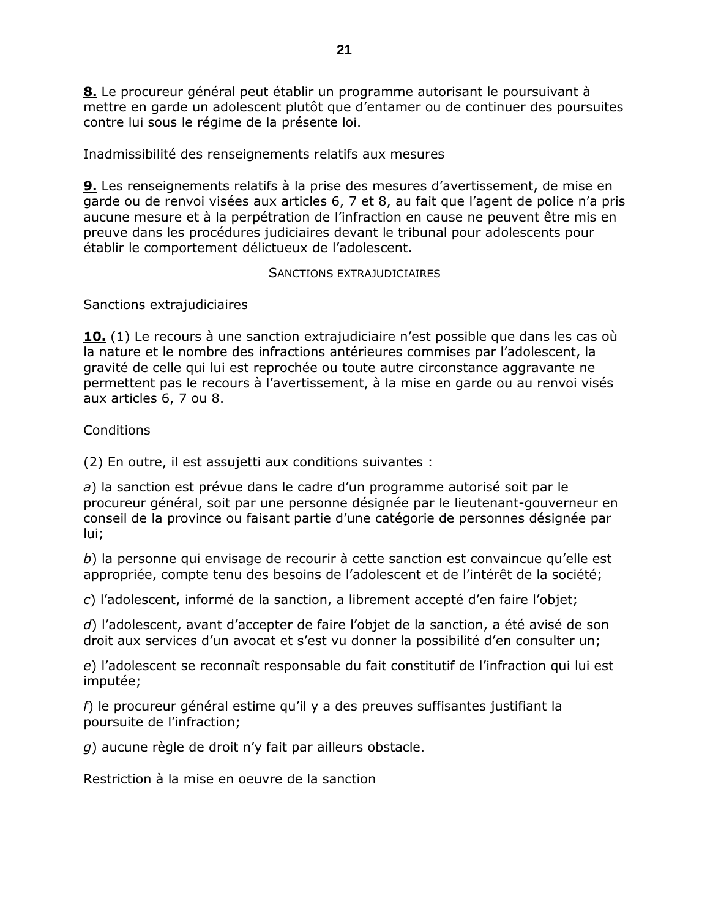**8.** Le procureur général peut établir un programme autorisant le poursuivant à mettre en garde un adolescent plutôt que d'entamer ou de continuer des poursuites contre lui sous le régime de la présente loi.

Inadmissibilité des renseignements relatifs aux mesures

**9.** Les renseignements relatifs à la prise des mesures d'avertissement, de mise en garde ou de renvoi visées aux articles 6, 7 et 8, au fait que l'agent de police n'a pris aucune mesure et à la perpétration de l'infraction en cause ne peuvent être mis en preuve dans les procédures judiciaires devant le tribunal pour adolescents pour établir le comportement délictueux de l'adolescent.

SANCTIONS EXTRAJUDICIAIRES

Sanctions extrajudiciaires

**10.** (1) Le recours à une sanction extrajudiciaire n'est possible que dans les cas où la nature et le nombre des infractions antérieures commises par l'adolescent, la gravité de celle qui lui est reprochée ou toute autre circonstance aggravante ne permettent pas le recours à l'avertissement, à la mise en garde ou au renvoi visés aux articles 6, 7 ou 8.

Conditions

(2) En outre, il est assujetti aux conditions suivantes :

*a*) la sanction est prévue dans le cadre d'un programme autorisé soit par le procureur général, soit par une personne désignée par le lieutenant-gouverneur en conseil de la province ou faisant partie d'une catégorie de personnes désignée par lui;

*b*) la personne qui envisage de recourir à cette sanction est convaincue qu'elle est appropriée, compte tenu des besoins de l'adolescent et de l'intérêt de la société;

*c*) l'adolescent, informé de la sanction, a librement accepté d'en faire l'objet;

*d*) l'adolescent, avant d'accepter de faire l'objet de la sanction, a été avisé de son droit aux services d'un avocat et s'est vu donner la possibilité d'en consulter un;

*e*) l'adolescent se reconnaît responsable du fait constitutif de l'infraction qui lui est imputée;

*f*) le procureur général estime qu'il y a des preuves suffisantes justifiant la poursuite de l'infraction;

*g*) aucune règle de droit n'y fait par ailleurs obstacle.

Restriction à la mise en oeuvre de la sanction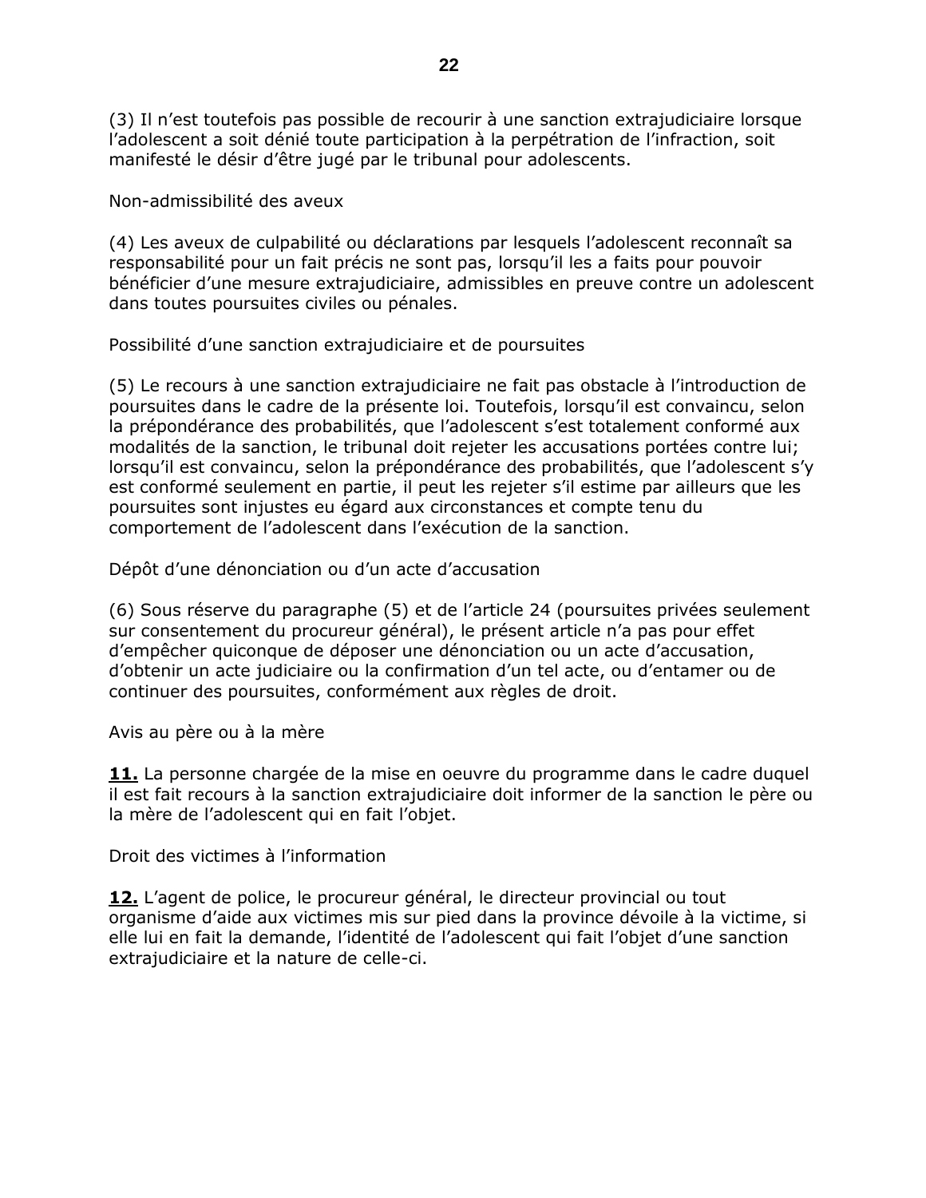(3) Il n'est toutefois pas possible de recourir à une sanction extrajudiciaire lorsque l'adolescent a soit dénié toute participation à la perpétration de l'infraction, soit manifesté le désir d'être jugé par le tribunal pour adolescents.

Non-admissibilité des aveux

(4) Les aveux de culpabilité ou déclarations par lesquels l'adolescent reconnaît sa responsabilité pour un fait précis ne sont pas, lorsqu'il les a faits pour pouvoir bénéficier d'une mesure extrajudiciaire, admissibles en preuve contre un adolescent dans toutes poursuites civiles ou pénales.

Possibilité d'une sanction extrajudiciaire et de poursuites

(5) Le recours à une sanction extrajudiciaire ne fait pas obstacle à l'introduction de poursuites dans le cadre de la présente loi. Toutefois, lorsqu'il est convaincu, selon la prépondérance des probabilités, que l'adolescent s'est totalement conformé aux modalités de la sanction, le tribunal doit rejeter les accusations portées contre lui; lorsqu'il est convaincu, selon la prépondérance des probabilités, que l'adolescent s'y est conformé seulement en partie, il peut les rejeter s'il estime par ailleurs que les poursuites sont injustes eu égard aux circonstances et compte tenu du comportement de l'adolescent dans l'exécution de la sanction.

Dépôt d'une dénonciation ou d'un acte d'accusation

(6) Sous réserve du paragraphe (5) et de l'article 24 (poursuites privées seulement sur consentement du procureur général), le présent article n'a pas pour effet d'empêcher quiconque de déposer une dénonciation ou un acte d'accusation, d'obtenir un acte judiciaire ou la confirmation d'un tel acte, ou d'entamer ou de continuer des poursuites, conformément aux règles de droit.

Avis au père ou à la mère

**11.** La personne chargée de la mise en oeuvre du programme dans le cadre duquel il est fait recours à la sanction extrajudiciaire doit informer de la sanction le père ou la mère de l'adolescent qui en fait l'objet.

Droit des victimes à l'information

**12.** L'agent de police, le procureur général, le directeur provincial ou tout organisme d'aide aux victimes mis sur pied dans la province dévoile à la victime, si elle lui en fait la demande, l'identité de l'adolescent qui fait l'objet d'une sanction extrajudiciaire et la nature de celle-ci.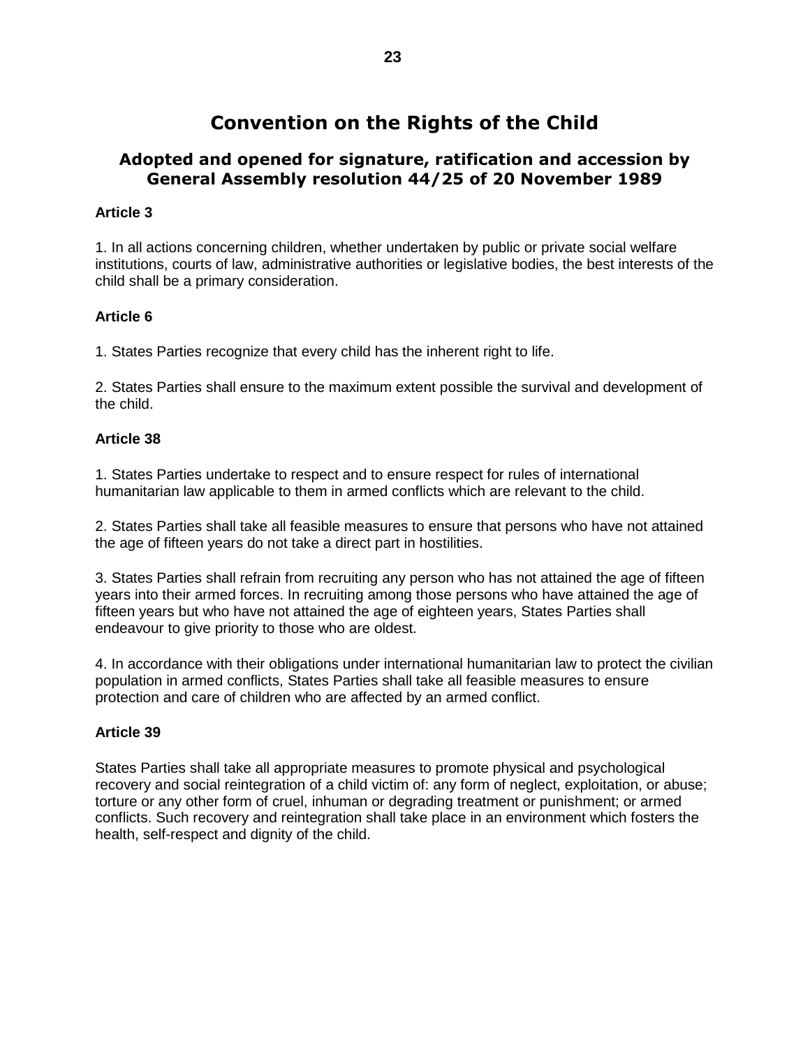# Convention on the Rights of the Child

## Adopted and opened for signature, ratification and accession by General Assembly resolution 44/25 of 20 November 1989

**Article 3**

1. In all actions concerning children, whether undertaken by public or private social welfare institutions, courts of law, administrative authorities or legislative bodies, the best interests of the child shall be a primary consideration.

**Article 6**

1. States Parties recognize that every child has the inherent right to life.

2. States Parties shall ensure to the maximum extent possible the survival and development of the child.

**Article 38**

1. States Parties undertake to respect and to ensure respect for rules of international humanitarian law applicable to them in armed conflicts which are relevant to the child.

2. States Parties shall take all feasible measures to ensure that persons who have not attained the age of fifteen years do not take a direct part in hostilities.

3. States Parties shall refrain from recruiting any person who has not attained the age of fifteen years into their armed forces. In recruiting among those persons who have attained the age of fifteen years but who have not attained the age of eighteen years, States Parties shall endeavour to give priority to those who are oldest.

4. In accordance with their obligations under international humanitarian law to protect the civilian population in armed conflicts, States Parties shall take all feasible measures to ensure protection and care of children who are affected by an armed conflict.

**Article 39**

States Parties shall take all appropriate measures to promote physical and psychological recovery and social reintegration of a child victim of: any form of neglect, exploitation, or abuse; torture or any other form of cruel, inhuman or degrading treatment or punishment; or armed conflicts. Such recovery and reintegration shall take place in an environment which fosters the health, self-respect and dignity of the child.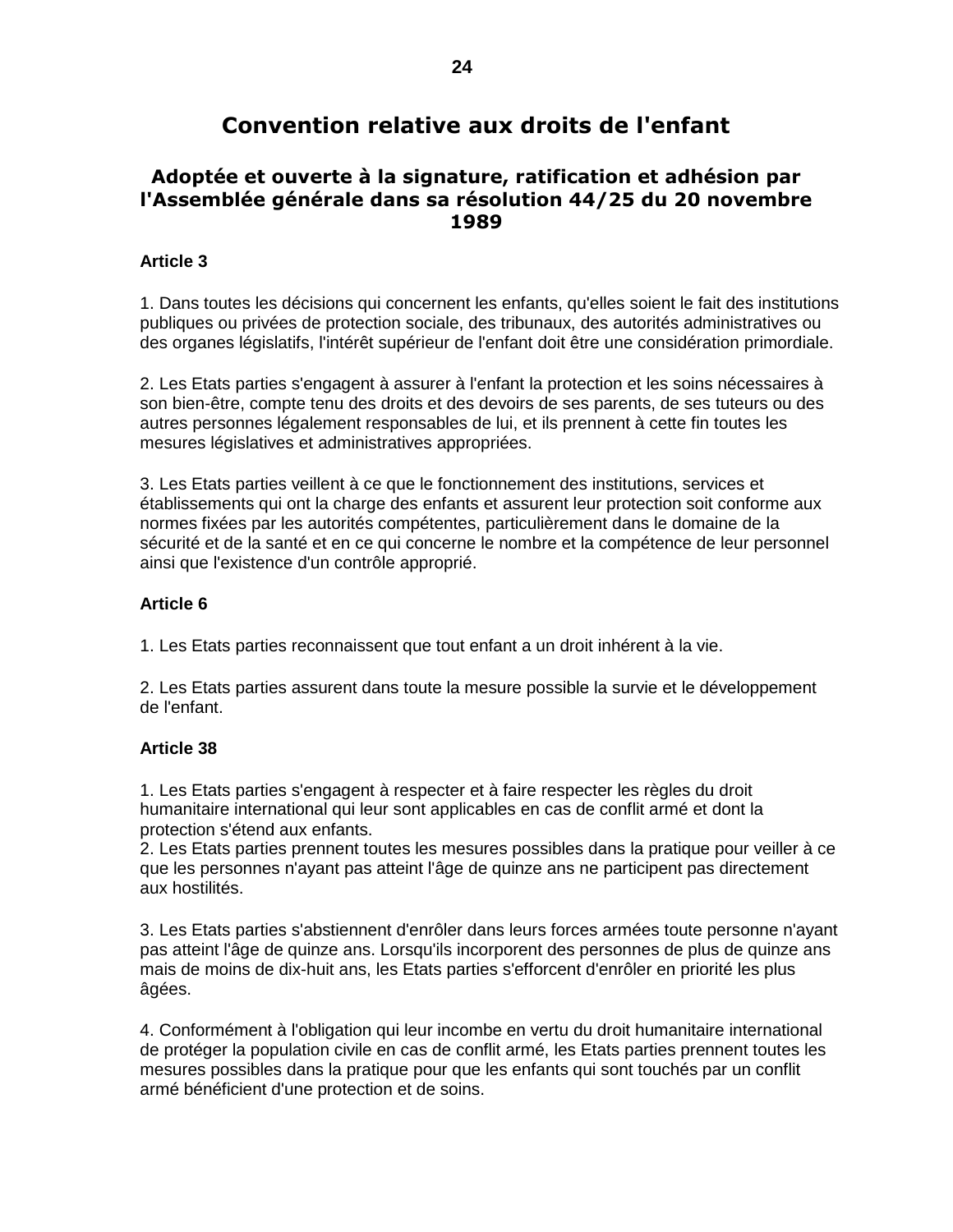# Convention relative aux droits de l'enfant

## Adoptée et ouverte à la signature, ratification et adhésion par l'Assemblée générale dans sa résolution 44/25 du 20 novembre 1989

**Article 3**

1. Dans toutes les décisions qui concernent les enfants, qu'elles soient le fait des institutions publiques ou privées de protection sociale, des tribunaux, des autorités administratives ou des organes législatifs, l'intérêt supérieur de l'enfant doit être une considération primordiale.

2. Les Etats parties s'engagent à assurer à l'enfant la protection et les soins nécessaires à son bien-être, compte tenu des droits et des devoirs de ses parents, de ses tuteurs ou des autres personnes légalement responsables de lui, et ils prennent à cette fin toutes les mesures législatives et administratives appropriées.

3. Les Etats parties veillent à ce que le fonctionnement des institutions, services et établissements qui ont la charge des enfants et assurent leur protection soit conforme aux normes fixées par les autorités compétentes, particulièrement dans le domaine de la sécurité et de la santé et en ce qui concerne le nombre et la compétence de leur personnel ainsi que l'existence d'un contrôle approprié.

**Article 6**

1. Les Etats parties reconnaissent que tout enfant a un droit inhérent à la vie.

2. Les Etats parties assurent dans toute la mesure possible la survie et le développement de l'enfant.

**Article 38**

1. Les Etats parties s'engagent à respecter et à faire respecter les règles du droit humanitaire international qui leur sont applicables en cas de conflit armé et dont la protection s'étend aux enfants.
2. Les Etats parties prennent toutes les mesures possibles dans la pratique pour veiller à ce que les personnes n'ayant pas atteint l'âge de quinze ans ne participent pas directement aux hostilités.

3. Les Etats parties s'abstiennent d'enrôler dans leurs forces armées toute personne n'ayant pas atteint l'âge de quinze ans. Lorsqu'ils incorporent des personnes de plus de quinze ans mais de moins de dix-huit ans, les Etats parties s'efforcent d'enrôler en priorité les plus âgées.

4. Conformément à l'obligation qui leur incombe en vertu du droit humanitaire international de protéger la population civile en cas de conflit armé, les Etats parties prennent toutes les mesures possibles dans la pratique pour que les enfants qui sont touchés par un conflit armé bénéficient d'une protection et de soins.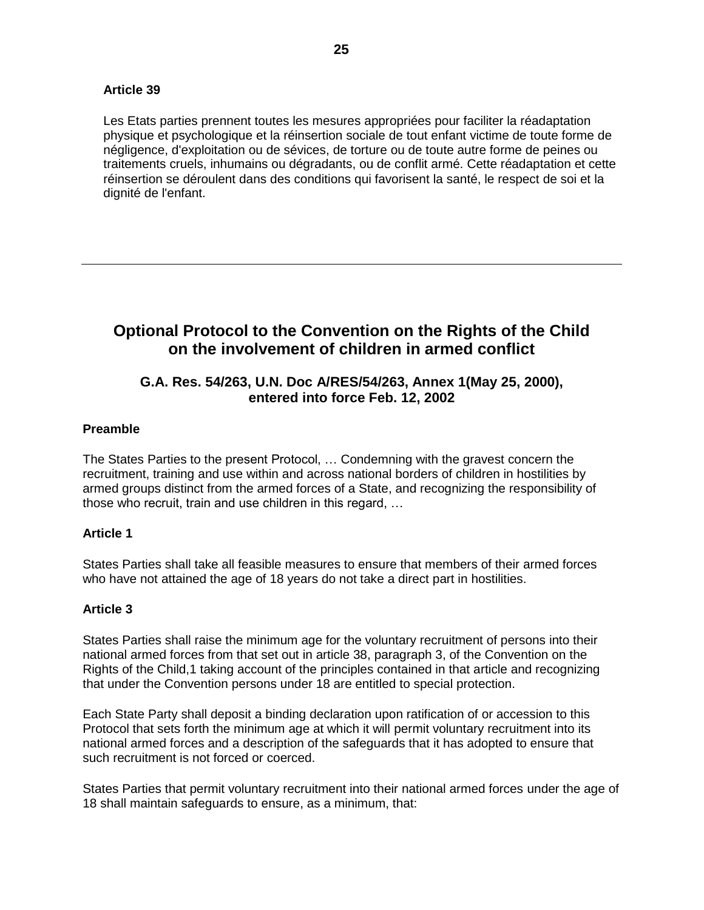**Article 39**

Les Etats parties prennent toutes les mesures appropriées pour faciliter la réadaptation physique et psychologique et la réinsertion sociale de tout enfant victime de toute forme de négligence, d'exploitation ou de sévices, de torture ou de toute autre forme de peines ou traitements cruels, inhumains ou dégradants, ou de conflit armé. Cette réadaptation et cette réinsertion se déroulent dans des conditions qui favorisent la santé, le respect de soi et la dignité de l'enfant.

---

## Optional Protocol to the Convention on the Rights of the Child on the involvement of children in armed conflict

### G.A. Res. 54/263, U.N. Doc A/RES/54/263, Annex 1(May 25, 2000), entered into force Feb. 12, 2002

**Preamble**

The States Parties to the present Protocol, … Condemning with the gravest concern the recruitment, training and use within and across national borders of children in hostilities by armed groups distinct from the armed forces of a State, and recognizing the responsibility of those who recruit, train and use children in this regard, …

**Article 1**

States Parties shall take all feasible measures to ensure that members of their armed forces who have not attained the age of 18 years do not take a direct part in hostilities.

**Article 3**

States Parties shall raise the minimum age for the voluntary recruitment of persons into their national armed forces from that set out in article 38, paragraph 3, of the Convention on the Rights of the Child,1 taking account of the principles contained in that article and recognizing that under the Convention persons under 18 are entitled to special protection.

Each State Party shall deposit a binding declaration upon ratification of or accession to this Protocol that sets forth the minimum age at which it will permit voluntary recruitment into its national armed forces and a description of the safeguards that it has adopted to ensure that such recruitment is not forced or coerced.

States Parties that permit voluntary recruitment into their national armed forces under the age of 18 shall maintain safeguards to ensure, as a minimum, that: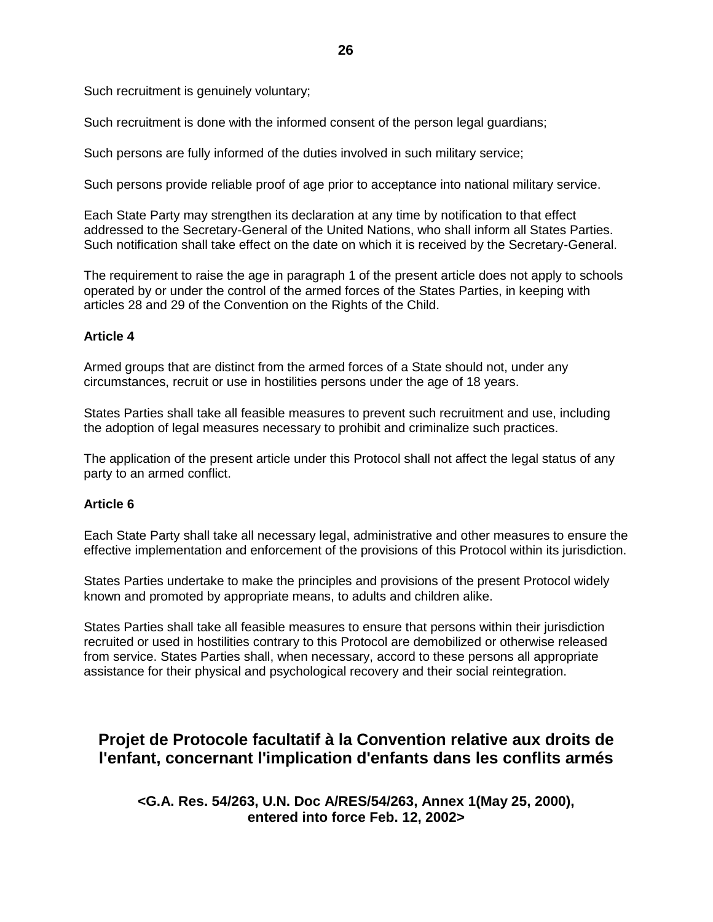Such recruitment is genuinely voluntary;

Such recruitment is done with the informed consent of the person legal guardians;

Such persons are fully informed of the duties involved in such military service;

Such persons provide reliable proof of age prior to acceptance into national military service.

Each State Party may strengthen its declaration at any time by notification to that effect addressed to the Secretary-General of the United Nations, who shall inform all States Parties. Such notification shall take effect on the date on which it is received by the Secretary-General.

The requirement to raise the age in paragraph 1 of the present article does not apply to schools operated by or under the control of the armed forces of the States Parties, in keeping with articles 28 and 29 of the Convention on the Rights of the Child.

**Article 4**

Armed groups that are distinct from the armed forces of a State should not, under any circumstances, recruit or use in hostilities persons under the age of 18 years.

States Parties shall take all feasible measures to prevent such recruitment and use, including the adoption of legal measures necessary to prohibit and criminalize such practices.

The application of the present article under this Protocol shall not affect the legal status of any party to an armed conflict.

**Article 6**

Each State Party shall take all necessary legal, administrative and other measures to ensure the effective implementation and enforcement of the provisions of this Protocol within its jurisdiction.

States Parties undertake to make the principles and provisions of the present Protocol widely known and promoted by appropriate means, to adults and children alike.

States Parties shall take all feasible measures to ensure that persons within their jurisdiction recruited or used in hostilities contrary to this Protocol are demobilized or otherwise released from service. States Parties shall, when necessary, accord to these persons all appropriate assistance for their physical and psychological recovery and their social reintegration.

## Projet de Protocole facultatif à la Convention relative aux droits de l'enfant, concernant l'implication d'enfants dans les conflits armés

**<G.A. Res. 54/263, U.N. Doc A/RES/54/263, Annex 1(May 25, 2000), entered into force Feb. 12, 2002>**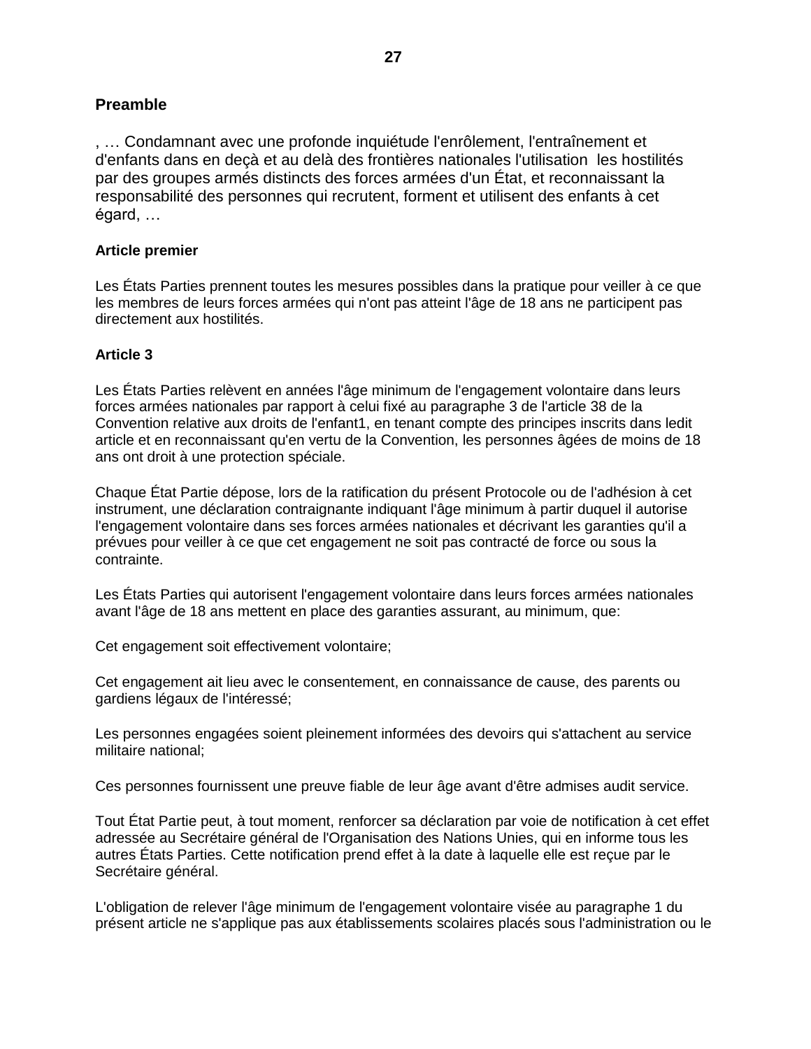**Preamble**

, … Condamnant avec une profonde inquiétude l'enrôlement, l'entraînement et d'enfants dans en deçà et au delà des frontières nationales l'utilisation les hostilités par des groupes armés distincts des forces armées d'un État, et reconnaissant la responsabilité des personnes qui recrutent, forment et utilisent des enfants à cet égard, …

**Article premier**

Les États Parties prennent toutes les mesures possibles dans la pratique pour veiller à ce que les membres de leurs forces armées qui n'ont pas atteint l'âge de 18 ans ne participent pas directement aux hostilités.

**Article 3**

Les États Parties relèvent en années l'âge minimum de l'engagement volontaire dans leurs forces armées nationales par rapport à celui fixé au paragraphe 3 de l'article 38 de la Convention relative aux droits de l'enfant1, en tenant compte des principes inscrits dans ledit article et en reconnaissant qu'en vertu de la Convention, les personnes âgées de moins de 18 ans ont droit à une protection spéciale.

Chaque État Partie dépose, lors de la ratification du présent Protocole ou de l'adhésion à cet instrument, une déclaration contraignante indiquant l'âge minimum à partir duquel il autorise l'engagement volontaire dans ses forces armées nationales et décrivant les garanties qu'il a prévues pour veiller à ce que cet engagement ne soit pas contracté de force ou sous la contrainte.

Les États Parties qui autorisent l'engagement volontaire dans leurs forces armées nationales avant l'âge de 18 ans mettent en place des garanties assurant, au minimum, que:

Cet engagement soit effectivement volontaire;

Cet engagement ait lieu avec le consentement, en connaissance de cause, des parents ou gardiens légaux de l'intéressé;

Les personnes engagées soient pleinement informées des devoirs qui s'attachent au service militaire national;

Ces personnes fournissent une preuve fiable de leur âge avant d'être admises audit service.

Tout État Partie peut, à tout moment, renforcer sa déclaration par voie de notification à cet effet adressée au Secrétaire général de l'Organisation des Nations Unies, qui en informe tous les autres États Parties. Cette notification prend effet à la date à laquelle elle est reçue par le Secrétaire général.

L'obligation de relever l'âge minimum de l'engagement volontaire visée au paragraphe 1 du présent article ne s'applique pas aux établissements scolaires placés sous l'administration ou le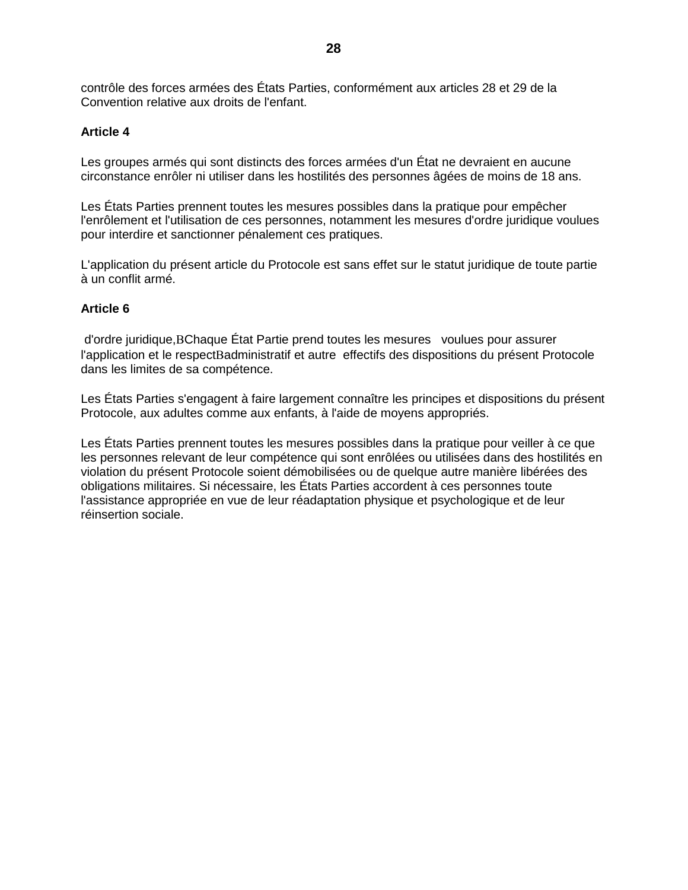contrôle des forces armées des États Parties, conformément aux articles 28 et 29 de la Convention relative aux droits de l'enfant.

**Article 4**

Les groupes armés qui sont distincts des forces armées d'un État ne devraient en aucune circonstance enrôler ni utiliser dans les hostilités des personnes âgées de moins de 18 ans.

Les États Parties prennent toutes les mesures possibles dans la pratique pour empêcher l'enrôlement et l'utilisation de ces personnes, notamment les mesures d'ordre juridique voulues pour interdire et sanctionner pénalement ces pratiques.

L'application du présent article du Protocole est sans effet sur le statut juridique de toute partie à un conflit armé.

**Article 6**

d'ordre juridique,BChaque État Partie prend toutes les mesures voulues pour assurer l'application et le respectBadministratif et autre effectifs des dispositions du présent Protocole dans les limites de sa compétence.

Les États Parties s'engagent à faire largement connaître les principes et dispositions du présent Protocole, aux adultes comme aux enfants, à l'aide de moyens appropriés.

Les États Parties prennent toutes les mesures possibles dans la pratique pour veiller à ce que les personnes relevant de leur compétence qui sont enrôlées ou utilisées dans des hostilités en violation du présent Protocole soient démobilisées ou de quelque autre manière libérées des obligations militaires. Si nécessaire, les États Parties accordent à ces personnes toute l'assistance appropriée en vue de leur réadaptation physique et psychologique et de leur réinsertion sociale.